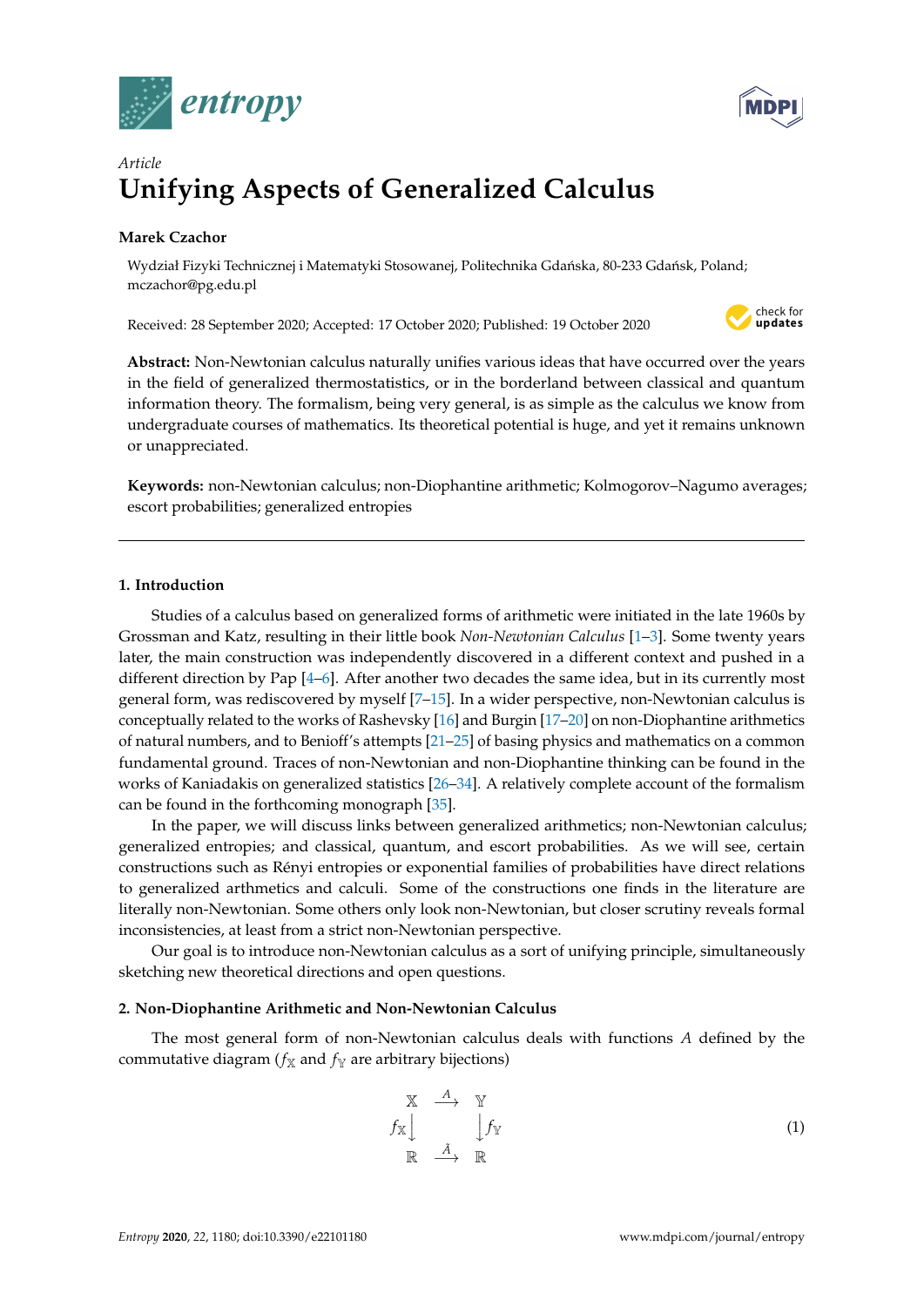*Article*

# Unifying Aspects of Generalized Calculus

**Marek Czachor**

Wydział Fizyki Technicznej i Matematyki Stosowanej, Politechnika Gdańska, 80-233 Gdańsk, Poland; mczachor@pg.edu.pl

Received: 28 September 2020; Accepted: 17 October 2020; Published: 19 October 2020

**Abstract:** Non-Newtonian calculus naturally unifies various ideas that have occurred over the years in the field of generalized thermostatistics, or in the borderland between classical and quantum information theory. The formalism, being very general, is as simple as the calculus we know from undergraduate courses of mathematics. Its theoretical potential is huge, and yet it remains unknown or unappreciated.

**Keywords:** non-Newtonian calculus; non-Diophantine arithmetic; Kolmogorov–Nagumo averages; escort probabilities; generalized entropies

## 1. Introduction

Studies of a calculus based on generalized forms of arithmetic were initiated in the late 1960s by Grossman and Katz, resulting in their little book *Non-Newtonian Calculus* [1–3]. Some twenty years later, the main construction was independently discovered in a different context and pushed in a different direction by Pap [4–6]. After another two decades the same idea, but in its currently most general form, was rediscovered by myself [7–15]. In a wider perspective, non-Newtonian calculus is conceptually related to the works of Rashevsky [16] and Burgin [17–20] on non-Diophantine arithmetics of natural numbers, and to Benioff's attempts [21–25] of basing physics and mathematics on a common fundamental ground. Traces of non-Newtonian and non-Diophantine thinking can be found in the works of Kaniadakis on generalized statistics [26–34]. A relatively complete account of the formalism can be found in the forthcoming monograph [35].

In the paper, we will discuss links between generalized arithmetics; non-Newtonian calculus; generalized entropies; and classical, quantum, and escort probabilities. As we will see, certain constructions such as Rényi entropies or exponential families of probabilities have direct relations to generalized arthmetics and calculi. Some of the constructions one finds in the literature are literally non-Newtonian. Some others only look non-Newtonian, but closer scrutiny reveals formal inconsistencies, at least from a strict non-Newtonian perspective.

Our goal is to introduce non-Newtonian calculus as a sort of unifying principle, simultaneously sketching new theoretical directions and open questions.

## 2. Non-Diophantine Arithmetic and Non-Newtonian Calculus

The most general form of non-Newtonian calculus deals with functions $A$ defined by the commutative diagram ($f_{\mathbb{X}}$ and $f_{\mathbb{Y}}$ are arbitrary bijections)

$$
\begin{array}{ccc}
\mathbb{X} & \xrightarrow{A} & \mathbb{Y} \\
f_{\mathbb{X}}\big\downarrow & & \big\downarrow f_{\mathbb{Y}} \\
\mathbb{R} & \xrightarrow{\tilde{A}} & \mathbb{R}
\end{array}
\tag{1}
$$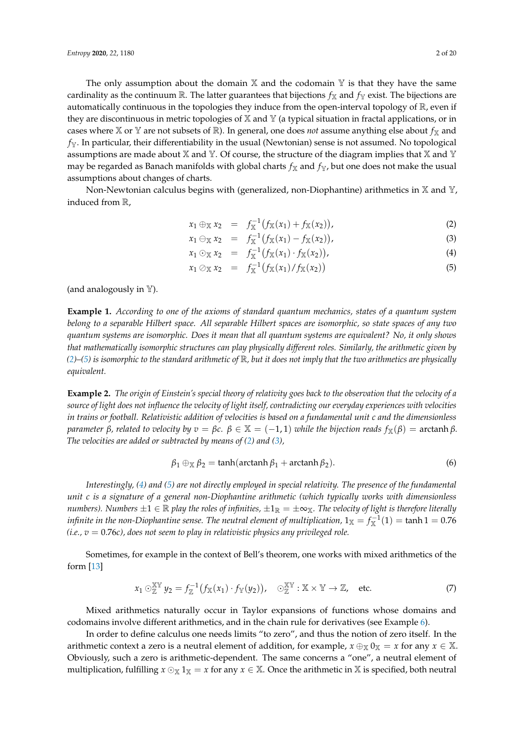The only assumption about the domain $\mathbb{X}$ and the codomain $\mathbb{Y}$ is that they have the same cardinality as the continuum $\mathbb{R}$. The latter guarantees that bijections $f_{\mathbb{X}}$ and $f_{\mathbb{Y}}$ exist. The bijections are automatically continuous in the topologies they induce from the open-interval topology of $\mathbb{R}$, even if they are discontinuous in metric topologies of $\mathbb{X}$ and $\mathbb{Y}$ (a typical situation in fractal applications, or in cases where $\mathbb{X}$ or $\mathbb{Y}$ are not subsets of $\mathbb{R}$). In general, one does *not* assume anything else about $f_{\mathbb{X}}$ and $f_{\mathbb{Y}}$. In particular, their differentiability in the usual (Newtonian) sense is not assumed. No topological assumptions are made about $\mathbb{X}$ and $\mathbb{Y}$. Of course, the structure of the diagram implies that $\mathbb{X}$ and $\mathbb{Y}$ may be regarded as Banach manifolds with global charts $f_{\mathbb{X}}$ and $f_{\mathbb{Y}}$, but one does not make the usual assumptions about changes of charts.

Non-Newtonian calculus begins with (generalized, non-Diophantine) arithmetics in $\mathbb{X}$ and $\mathbb{Y}$, induced from $\mathbb{R}$,

$$x_1 \oplus_{\mathbb{X}} x_2 = f_{\mathbb{X}}^{-1}\big(f_{\mathbb{X}}(x_1) + f_{\mathbb{X}}(x_2)\big), \tag{2}$$

$$x_1 \ominus_{\mathbb{X}} x_2 = f_{\mathbb{X}}^{-1}\big(f_{\mathbb{X}}(x_1) - f_{\mathbb{X}}(x_2)\big), \tag{3}$$

$$x_1 \odot_{\mathbb{X}} x_2 = f_{\mathbb{X}}^{-1}\big(f_{\mathbb{X}}(x_1) \cdot f_{\mathbb{X}}(x_2)\big), \tag{4}$$

$$x_1 \oslash_{\mathbb{X}} x_2 = f_{\mathbb{X}}^{-1}\big(f_{\mathbb{X}}(x_1) / f_{\mathbb{X}}(x_2)\big) \tag{5}$$

(and analogously in $\mathbb{Y}$).

**Example 1.** *According to one of the axioms of standard quantum mechanics, states of a quantum system belong to a separable Hilbert space. All separable Hilbert spaces are isomorphic, so state spaces of any two quantum systems are isomorphic. Does it mean that all quantum systems are equivalent? No, it only shows that mathematically isomorphic structures can play physically different roles. Similarly, the arithmetic given by (2)–(5) is isomorphic to the standard arithmetic of $\mathbb{R}$, but it does not imply that the two arithmetics are physically equivalent.*

**Example 2.** *The origin of Einstein's special theory of relativity goes back to the observation that the velocity of a source of light does not influence the velocity of light itself, contradicting our everyday experiences with velocities in trains or football. Relativistic addition of velocities is based on a fundamental unit c and the dimensionless parameter $\beta$, related to velocity by $v = \beta c$. $\beta \in \mathbb{X} = (-1, 1)$ while the bijection reads $f_{\mathbb{X}}(\beta) = \operatorname{arctanh} \beta$. The velocities are added or subtracted by means of (2) and (3),*

$$\beta_1 \oplus_{\mathbb{X}} \beta_2 = \tanh(\operatorname{arctanh} \beta_1 + \operatorname{arctanh} \beta_2). \tag{6}$$

*Interestingly, (4) and (5) are not directly employed in special relativity. The presence of the fundamental unit c is a signature of a general non-Diophantine arithmetic (which typically works with dimensionless numbers). Numbers $\pm 1 \in \mathbb{R}$ play the roles of infinities, $\pm 1_{\mathbb{R}} = \pm\infty_{\mathbb{X}}$. The velocity of light is therefore literally infinite in the non-Diophantine sense. The neutral element of multiplication, $1_{\mathbb{X}} = f_{\mathbb{X}}^{-1}(1) = \tanh 1 = 0.76$ (i.e., $v = 0.76c$), does not seem to play in relativistic physics any privileged role.*

Sometimes, for example in the context of Bell's theorem, one works with mixed arithmetics of the form [13]

$$x_1 \odot_{\mathbb{Z}}^{\mathbb{X}\mathbb{Y}} y_2 = f_{\mathbb{Z}}^{-1}\big(f_{\mathbb{X}}(x_1) \cdot f_{\mathbb{Y}}(y_2)\big), \quad \odot_{\mathbb{Z}}^{\mathbb{X}\mathbb{Y}} : \mathbb{X} \times \mathbb{Y} \to \mathbb{Z}, \quad \text{etc.} \tag{7}$$

Mixed arithmetics naturally occur in Taylor expansions of functions whose domains and codomains involve different arithmetics, and in the chain rule for derivatives (see Example 6).

In order to define calculus one needs limits "to zero", and thus the notion of zero itself. In the arithmetic context a zero is a neutral element of addition, for example, $x \oplus_{\mathbb{X}} 0_{\mathbb{X}} = x$ for any $x \in \mathbb{X}$. Obviously, such a zero is arithmetic-dependent. The same concerns a "one", a neutral element of multiplication, fulfilling $x \odot_{\mathbb{X}} 1_{\mathbb{X}} = x$ for any $x \in \mathbb{X}$. Once the arithmetic in $\mathbb{X}$ is specified, both neutral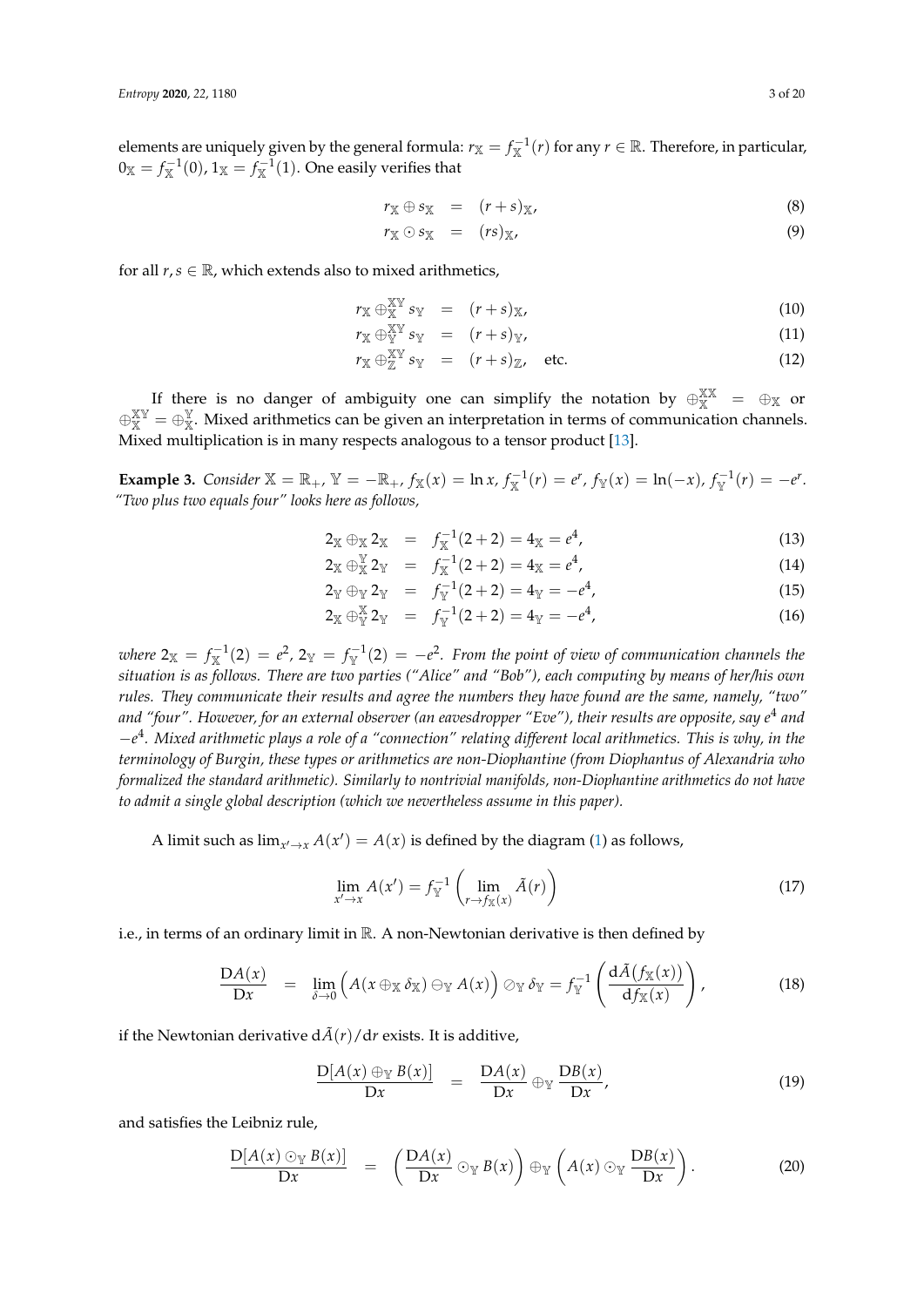elements are uniquely given by the general formula: $r_{\mathbb{X}} = f_{\mathbb{X}}^{-1}(r)$ for any $r \in \mathbb{R}$. Therefore, in particular, $0_{\mathbb{X}} = f_{\mathbb{X}}^{-1}(0)$, $1_{\mathbb{X}} = f_{\mathbb{X}}^{-1}(1)$. One easily verifies that

$$r_{\mathbb{X}} \oplus s_{\mathbb{X}} = (r+s)_{\mathbb{X}}, \tag{8}$$

$$r_{\mathbb{X}} \odot s_{\mathbb{X}} = (rs)_{\mathbb{X}}, \tag{9}$$

for all $r, s \in \mathbb{R}$, which extends also to mixed arithmetics,

$$r_{\mathbb{X}} \oplus_{\mathbb{X}}^{\mathbb{X}\mathbb{Y}} s_{\mathbb{Y}} = (r+s)_{\mathbb{X}}, \tag{10}$$

$$r_{\mathbb{X}} \oplus_{\mathbb{Y}}^{\mathbb{X}\mathbb{Y}} s_{\mathbb{Y}} = (r+s)_{\mathbb{Y}}, \tag{11}$$

$$r_{\mathbb{X}} \oplus_{\mathbb{Z}}^{\mathbb{X}\mathbb{Y}} s_{\mathbb{Y}} = (r+s)_{\mathbb{Z}}, \quad \text{etc.} \tag{12}$$

If there is no danger of ambiguity one can simplify the notation by $\oplus_{\mathbb{X}}^{\mathbb{X}\mathbb{X}} = \oplus_{\mathbb{X}}$ or $\oplus_{\mathbb{X}}^{\mathbb{X}\mathbb{Y}} = \oplus_{\mathbb{X}}^{\mathbb{Y}}$. Mixed arithmetics can be given an interpretation in terms of communication channels. Mixed multiplication is in many respects analogous to a tensor product [13].

**Example 3.** *Consider* $\mathbb{X} = \mathbb{R}_+$, $\mathbb{Y} = -\mathbb{R}_+$, $f_{\mathbb{X}}(x) = \ln x$, $f_{\mathbb{X}}^{-1}(r) = e^r$, $f_{\mathbb{Y}}(x) = \ln(-x)$, $f_{\mathbb{Y}}^{-1}(r) = -e^r$. *"Two plus two equals four" looks here as follows,*

$$2_{\mathbb{X}} \oplus_{\mathbb{X}} 2_{\mathbb{X}} = f_{\mathbb{X}}^{-1}(2+2) = 4_{\mathbb{X}} = e^4, \tag{13}$$

$$2_{\mathbb{X}} \oplus_{\mathbb{X}}^{\mathbb{Y}} 2_{\mathbb{Y}} = f_{\mathbb{X}}^{-1}(2+2) = 4_{\mathbb{X}} = e^4, \tag{14}$$

$$2_{\mathbb{Y}} \oplus_{\mathbb{Y}} 2_{\mathbb{Y}} = f_{\mathbb{Y}}^{-1}(2+2) = 4_{\mathbb{Y}} = -e^4, \tag{15}$$

$$2_{\mathbb{X}} \oplus_{\mathbb{Y}}^{\mathbb{X}} 2_{\mathbb{Y}} = f_{\mathbb{Y}}^{-1}(2+2) = 4_{\mathbb{Y}} = -e^4, \tag{16}$$

*where* $2_{\mathbb{X}} = f_{\mathbb{X}}^{-1}(2) = e^2$, $2_{\mathbb{Y}} = f_{\mathbb{Y}}^{-1}(2) = -e^2$. *From the point of view of communication channels the situation is as follows. There are two parties ("Alice" and "Bob"), each computing by means of her/his own rules. They communicate their results and agree the numbers they have found are the same, namely, "two" and "four". However, for an external observer (an eavesdropper "Eve"), their results are opposite, say* $e^4$ *and* $-e^4$. *Mixed arithmetic plays a role of a "connection" relating different local arithmetics. This is why, in the terminology of Burgin, these types or arithmetics are non-Diophantine (from Diophantus of Alexandria who formalized the standard arithmetic). Similarly to nontrivial manifolds, non-Diophantine arithmetics do not have to admit a single global description (which we nevertheless assume in this paper).*

A limit such as $\lim_{x' \to x} A(x') = A(x)$ is defined by the diagram (1) as follows,

$$\lim_{x' \to x} A(x') = f_{\mathbb{Y}}^{-1}\left(\lim_{r \to f_{\mathbb{X}}(x)} \tilde{A}(r)\right) \tag{17}$$

i.e., in terms of an ordinary limit in $\mathbb{R}$. A non-Newtonian derivative is then defined by

$$\frac{\mathrm{D}A(x)}{\mathrm{D}x} = \lim_{\delta \to 0}\Big(A(x \oplus_{\mathbb{X}} \delta_{\mathbb{X}}) \ominus_{\mathbb{Y}} A(x)\Big) \oslash_{\mathbb{Y}} \delta_{\mathbb{Y}} = f_{\mathbb{Y}}^{-1}\left(\frac{\mathrm{d}\tilde{A}\big(f_{\mathbb{X}}(x)\big)}{\mathrm{d}f_{\mathbb{X}}(x)}\right), \tag{18}$$

if the Newtonian derivative $\mathrm{d}\tilde{A}(r)/\mathrm{d}r$ exists. It is additive,

$$\frac{\mathrm{D}[A(x) \oplus_{\mathbb{Y}} B(x)]}{\mathrm{D}x} = \frac{\mathrm{D}A(x)}{\mathrm{D}x} \oplus_{\mathbb{Y}} \frac{\mathrm{D}B(x)}{\mathrm{D}x}, \tag{19}$$

and satisfies the Leibniz rule,

$$\frac{\mathrm{D}[A(x) \odot_{\mathbb{Y}} B(x)]}{\mathrm{D}x} = \left(\frac{\mathrm{D}A(x)}{\mathrm{D}x} \odot_{\mathbb{Y}} B(x)\right) \oplus_{\mathbb{Y}} \left(A(x) \odot_{\mathbb{Y}} \frac{\mathrm{D}B(x)}{\mathrm{D}x}\right). \tag{20}$$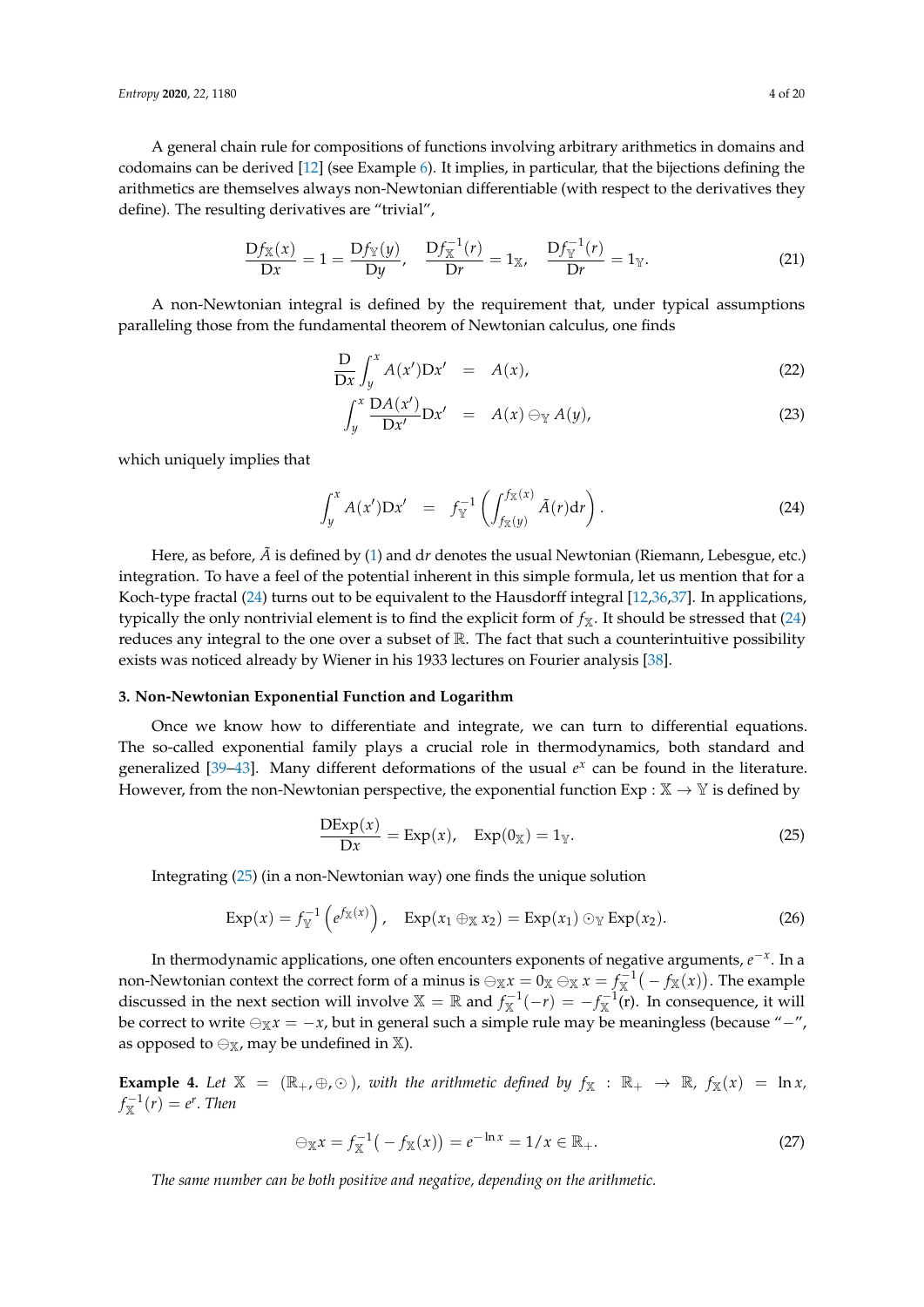A general chain rule for compositions of functions involving arbitrary arithmetics in domains and codomains can be derived [12] (see Example 6). It implies, in particular, that the bijections defining the arithmetics are themselves always non-Newtonian differentiable (with respect to the derivatives they define). The resulting derivatives are "trivial",

$$\frac{\mathrm{D}f_{\mathbb{X}}(x)}{\mathrm{D}x} = 1 = \frac{\mathrm{D}f_{\mathbb{Y}}(y)}{\mathrm{D}y}, \quad \frac{\mathrm{D}f_{\mathbb{X}}^{-1}(r)}{\mathrm{D}r} = 1_{\mathbb{X}}, \quad \frac{\mathrm{D}f_{\mathbb{Y}}^{-1}(r)}{\mathrm{D}r} = 1_{\mathbb{Y}}. \tag{21}$$

A non-Newtonian integral is defined by the requirement that, under typical assumptions paralleling those from the fundamental theorem of Newtonian calculus, one finds

$$\frac{\mathrm{D}}{\mathrm{D}x}\int_y^x A(x')\mathrm{D}x' = A(x), \tag{22}$$

$$\int_y^x \frac{\mathrm{D}A(x')}{\mathrm{D}x'}\mathrm{D}x' = A(x) \ominus_{\mathbb{Y}} A(y), \tag{23}$$

which uniquely implies that

$$\int_y^x A(x')\mathrm{D}x' = f_{\mathbb{Y}}^{-1}\left(\int_{f_{\mathbb{X}}(y)}^{f_{\mathbb{X}}(x)} \tilde{A}(r)\mathrm{d}r\right). \tag{24}$$

Here, as before, $\tilde{A}$ is defined by (1) and $\mathrm{d}r$ denotes the usual Newtonian (Riemann, Lebesgue, etc.) integration. To have a feel of the potential inherent in this simple formula, let us mention that for a Koch-type fractal (24) turns out to be equivalent to the Hausdorff integral [12,36,37]. In applications, typically the only nontrivial element is to find the explicit form of $f_{\mathbb{X}}$. It should be stressed that (24) reduces any integral to the one over a subset of $\mathbb{R}$. The fact that such a counterintuitive possibility exists was noticed already by Wiener in his 1933 lectures on Fourier analysis [38].

### 3. Non-Newtonian Exponential Function and Logarithm

Once we know how to differentiate and integrate, we can turn to differential equations. The so-called exponential family plays a crucial role in thermodynamics, both standard and generalized [39–43]. Many different deformations of the usual $e^x$ can be found in the literature. However, from the non-Newtonian perspective, the exponential function $\mathrm{Exp} : \mathbb{X} \to \mathbb{Y}$ is defined by

$$\frac{\mathrm{DExp}(x)}{\mathrm{D}x} = \mathrm{Exp}(x), \quad \mathrm{Exp}(0_{\mathbb{X}}) = 1_{\mathbb{Y}}. \tag{25}$$

Integrating (25) (in a non-Newtonian way) one finds the unique solution

$$\mathrm{Exp}(x) = f_{\mathbb{Y}}^{-1}\left(e^{f_{\mathbb{X}}(x)}\right), \quad \mathrm{Exp}(x_1 \oplus_{\mathbb{X}} x_2) = \mathrm{Exp}(x_1) \odot_{\mathbb{Y}} \mathrm{Exp}(x_2). \tag{26}$$

In thermodynamic applications, one often encounters exponents of negative arguments, $e^{-x}$. In a non-Newtonian context the correct form of a minus is $\ominus_{\mathbb{X}} x = 0_{\mathbb{X}} \ominus_{\mathbb{X}} x = f_{\mathbb{X}}^{-1}\big(-f_{\mathbb{X}}(x)\big)$. The example discussed in the next section will involve $\mathbb{X} = \mathbb{R}$ and $f_{\mathbb{X}}^{-1}(-r) = -f_{\mathbb{X}}^{-1}(r)$. In consequence, it will be correct to write $\ominus_{\mathbb{X}} x = -x$, but in general such a simple rule may be meaningless (because "$-$", as opposed to $\ominus_{\mathbb{X}}$, may be undefined in $\mathbb{X}$).

**Example 4.** *Let $\mathbb{X} = (\mathbb{R}_+, \oplus, \odot)$, with the arithmetic defined by $f_{\mathbb{X}} : \mathbb{R}_+ \to \mathbb{R}$, $f_{\mathbb{X}}(x) = \ln x$, $f_{\mathbb{X}}^{-1}(r) = e^r$. Then*

$$\ominus_{\mathbb{X}} x = f_{\mathbb{X}}^{-1}\big(-f_{\mathbb{X}}(x)\big) = e^{-\ln x} = 1/x \in \mathbb{R}_+. \tag{27}$$

*The same number can be both positive and negative, depending on the arithmetic.*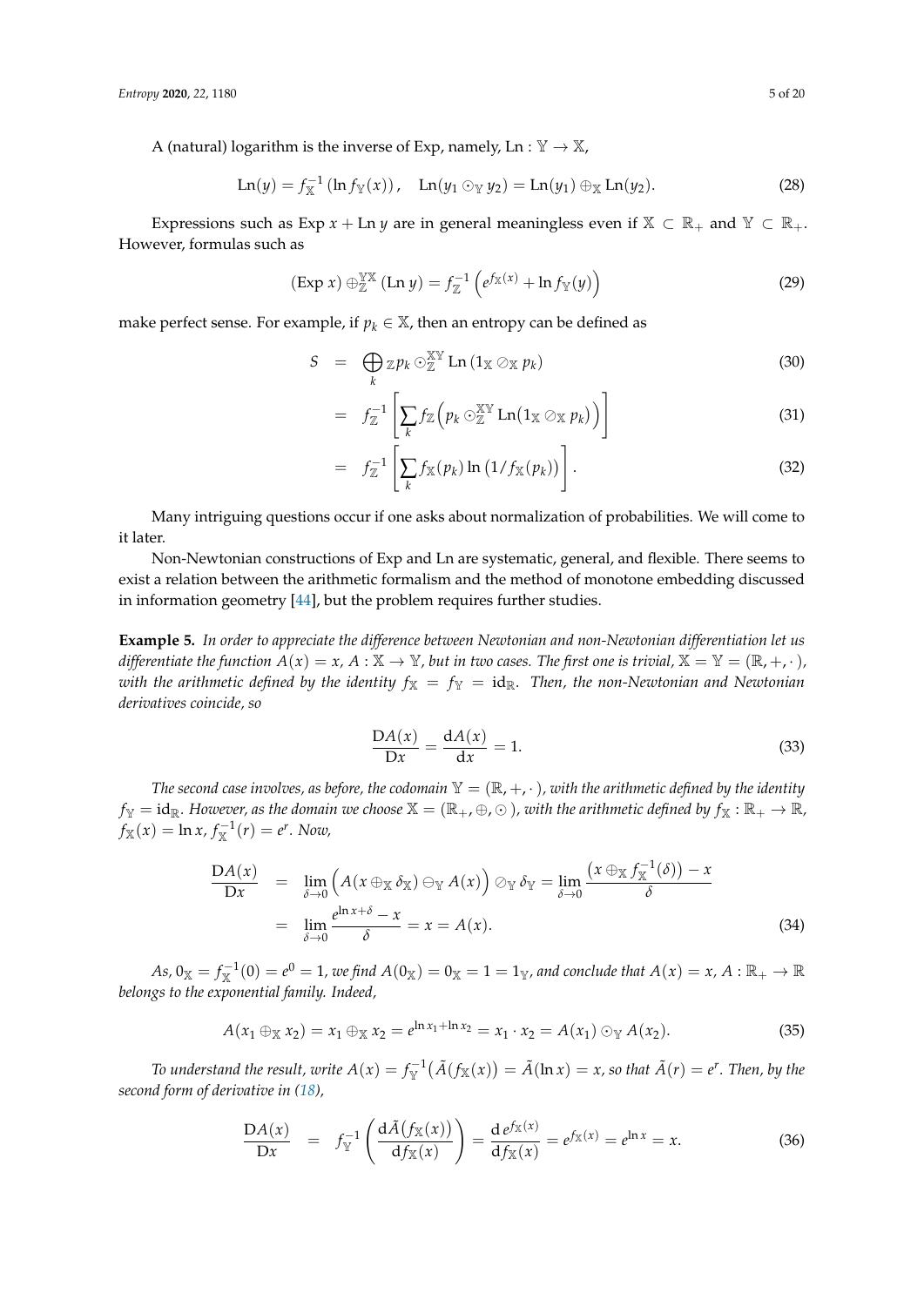A (natural) logarithm is the inverse of Exp, namely, $\mathrm{Ln} : \mathbb{Y} \to \mathbb{X}$,

$$\mathrm{Ln}(y) = f_{\mathbb{X}}^{-1}\left(\ln f_{\mathbb{Y}}(x)\right), \quad \mathrm{Ln}(y_1 \odot_{\mathbb{Y}} y_2) = \mathrm{Ln}(y_1) \oplus_{\mathbb{X}} \mathrm{Ln}(y_2). \tag{28}$$

Expressions such as $\mathrm{Exp}\, x + \mathrm{Ln}\, y$ are in general meaningless even if $\mathbb{X} \subset \mathbb{R}_+$ and $\mathbb{Y} \subset \mathbb{R}_+$. However, formulas such as

$$(\mathrm{Exp}\, x) \oplus_{\mathbb{Z}}^{\mathbb{YX}} (\mathrm{Ln}\, y) = f_{\mathbb{Z}}^{-1}\left(e^{f_{\mathbb{X}}(x)} + \ln f_{\mathbb{Y}}(y)\right) \tag{29}$$

make perfect sense. For example, if $p_k \in \mathbb{X}$, then an entropy can be defined as

$$\begin{aligned}
S &= \bigoplus_k {}_{\mathbb{Z}} p_k \odot_{\mathbb{Z}}^{\mathbb{XY}} \mathrm{Ln}\left(1_{\mathbb{X}} \oslash_{\mathbb{X}} p_k\right) && (30)\\
&= f_{\mathbb{Z}}^{-1}\left[\sum_k f_{\mathbb{Z}}\Big(p_k \odot_{\mathbb{Z}}^{\mathbb{XY}} \mathrm{Ln}\big(1_{\mathbb{X}} \oslash_{\mathbb{X}} p_k\big)\Big)\right] && (31)\\
&= f_{\mathbb{Z}}^{-1}\left[\sum_k f_{\mathbb{X}}(p_k) \ln\left(1/f_{\mathbb{X}}(p_k)\right)\right]. && (32)
\end{aligned}$$

Many intriguing questions occur if one asks about normalization of probabilities. We will come to it later.

Non-Newtonian constructions of Exp and Ln are systematic, general, and flexible. There seems to exist a relation between the arithmetic formalism and the method of monotone embedding discussed in information geometry [44], but the problem requires further studies.

**Example 5.** *In order to appreciate the difference between Newtonian and non-Newtonian differentiation let us differentiate the function $A(x) = x$, $A : \mathbb{X} \to \mathbb{Y}$, but in two cases. The first one is trivial, $\mathbb{X} = \mathbb{Y} = (\mathbb{R}, +, \cdot\,)$, with the arithmetic defined by the identity $f_{\mathbb{X}} = f_{\mathbb{Y}} = \mathrm{id}_{\mathbb{R}}$. Then, the non-Newtonian and Newtonian derivatives coincide, so*

$$\frac{\mathrm{D}A(x)}{\mathrm{D}x} = \frac{\mathrm{d}A(x)}{\mathrm{d}x} = 1. \tag{33}$$

*The second case involves, as before, the codomain $\mathbb{Y} = (\mathbb{R}, +, \cdot\,)$, with the arithmetic defined by the identity $f_{\mathbb{Y}} = \mathrm{id}_{\mathbb{R}}$. However, as the domain we choose $\mathbb{X} = (\mathbb{R}_+, \oplus, \odot\,)$, with the arithmetic defined by $f_{\mathbb{X}} : \mathbb{R}_+ \to \mathbb{R}$, $f_{\mathbb{X}}(x) = \ln x$, $f_{\mathbb{X}}^{-1}(r) = e^r$. Now,*

$$\begin{aligned}
\frac{\mathrm{D}A(x)}{\mathrm{D}x} &= \lim_{\delta \to 0}\Big(A(x \oplus_{\mathbb{X}} \delta_{\mathbb{X}}) \ominus_{\mathbb{Y}} A(x)\Big) \oslash_{\mathbb{Y}} \delta_{\mathbb{Y}} = \lim_{\delta \to 0} \frac{\left(x \oplus_{\mathbb{X}} f_{\mathbb{X}}^{-1}(\delta)\right) - x}{\delta}\\
&= \lim_{\delta \to 0} \frac{e^{\ln x + \delta} - x}{\delta} = x = A(x). && (34)
\end{aligned}$$

*As, $0_{\mathbb{X}} = f_{\mathbb{X}}^{-1}(0) = e^0 = 1$, we find $A(0_{\mathbb{X}}) = 0_{\mathbb{X}} = 1 = 1_{\mathbb{Y}}$, and conclude that $A(x) = x$, $A : \mathbb{R}_+ \to \mathbb{R}$ belongs to the exponential family. Indeed,*

$$A(x_1 \oplus_{\mathbb{X}} x_2) = x_1 \oplus_{\mathbb{X}} x_2 = e^{\ln x_1 + \ln x_2} = x_1 \cdot x_2 = A(x_1) \odot_{\mathbb{Y}} A(x_2). \tag{35}$$

*To understand the result, write $A(x) = f_{\mathbb{Y}}^{-1}\big(\tilde{A}(f_{\mathbb{X}}(x)\big) = \tilde{A}(\ln x) = x$, so that $\tilde{A}(r) = e^r$. Then, by the second form of derivative in (18),*

$$\frac{\mathrm{D}A(x)}{\mathrm{D}x} = f_{\mathbb{Y}}^{-1}\left(\frac{\mathrm{d}\tilde{A}\big(f_{\mathbb{X}}(x)\big)}{\mathrm{d}f_{\mathbb{X}}(x)}\right) = \frac{\mathrm{d}\, e^{f_{\mathbb{X}}(x)}}{\mathrm{d}f_{\mathbb{X}}(x)} = e^{f_{\mathbb{X}}(x)} = e^{\ln x} = x. \tag{36}$$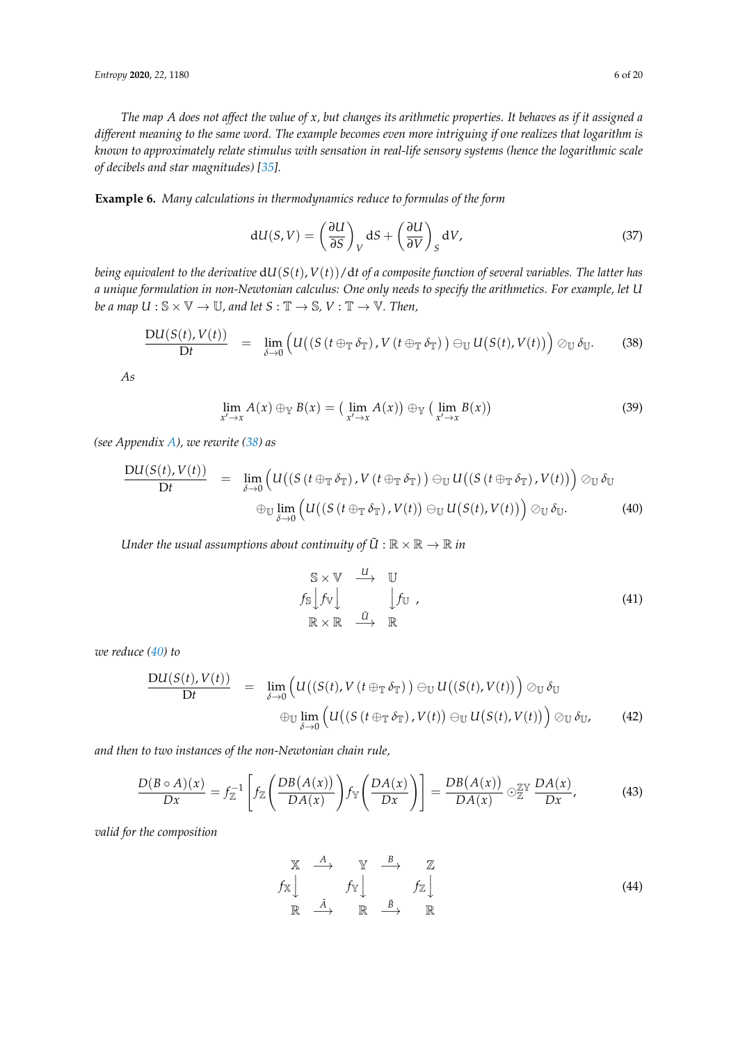*The map $A$ does not affect the value of $x$, but changes its arithmetic properties. It behaves as if it assigned a different meaning to the same word. The example becomes even more intriguing if one realizes that logarithm is known to approximately relate stimulus with sensation in real-life sensory systems (hence the logarithmic scale of decibels and star magnitudes) [35].*

**Example 6.** *Many calculations in thermodynamics reduce to formulas of the form*

$$\mathrm{d}U(S,V) = \left(\frac{\partial U}{\partial S}\right)_V \mathrm{d}S + \left(\frac{\partial U}{\partial V}\right)_S \mathrm{d}V, \tag{37}$$

*being equivalent to the derivative $\mathrm{d}U(S(t),V(t))/\mathrm{d}t$ of a composite function of several variables. The latter has a unique formulation in non-Newtonian calculus: One only needs to specify the arithmetics. For example, let $U$ be a map $U : \mathbb{S} \times \mathbb{V} \to \mathbb{U}$, and let $S : \mathbb{T} \to \mathbb{S}$, $V : \mathbb{T} \to \mathbb{V}$. Then,*

$$\frac{\mathrm{D}U(S(t),V(t))}{\mathrm{D}t} = \lim_{\delta\to 0}\Big(U\big((S(t\oplus_{\mathbb{T}}\delta_{\mathbb{T}}), V(t\oplus_{\mathbb{T}}\delta_{\mathbb{T}})\big)\ominus_{\mathbb{U}} U\big(S(t),V(t)\big)\Big)\oslash_{\mathbb{U}}\delta_{\mathbb{U}}. \tag{38}$$

*As*

$$\lim_{x'\to x} A(x)\oplus_{\mathbb{Y}} B(x) = \big(\lim_{x'\to x} A(x)\big)\oplus_{\mathbb{Y}}\big(\lim_{x'\to x} B(x)\big) \tag{39}$$

*(see Appendix A), we rewrite (38) as*

$$\begin{aligned}\frac{\mathrm{D}U(S(t),V(t))}{\mathrm{D}t} = {} & \lim_{\delta\to 0}\Big(U\big((S(t\oplus_{\mathbb{T}}\delta_{\mathbb{T}}), V(t\oplus_{\mathbb{T}}\delta_{\mathbb{T}})\big)\ominus_{\mathbb{U}} U\big((S(t\oplus_{\mathbb{T}}\delta_{\mathbb{T}}), V(t)\big)\Big)\oslash_{\mathbb{U}}\delta_{\mathbb{U}} \\ & \oplus_{\mathbb{U}}\lim_{\delta\to 0}\Big(U\big((S(t\oplus_{\mathbb{T}}\delta_{\mathbb{T}}), V(t)\big)\ominus_{\mathbb{U}} U\big(S(t),V(t)\big)\Big)\oslash_{\mathbb{U}}\delta_{\mathbb{U}}.\end{aligned} \tag{40}$$

*Under the usual assumptions about continuity of $\tilde{U} : \mathbb{R}\times\mathbb{R}\to\mathbb{R}$ in*

$$\begin{array}{ccc} \mathbb{S}\times\mathbb{V} & \xrightarrow{U} & \mathbb{U} \\ f_{\mathbb{S}}\big\downarrow\, f_{\mathbb{V}}\big\downarrow & & \big\downarrow f_{\mathbb{U}} \\ \mathbb{R}\times\mathbb{R} & \xrightarrow{\tilde{U}} & \mathbb{R} \end{array}, \tag{41}$$

*we reduce (40) to*

$$\begin{aligned}\frac{\mathrm{D}U(S(t),V(t))}{\mathrm{D}t} = {} & \lim_{\delta\to 0}\Big(U\big((S(t), V(t\oplus_{\mathbb{T}}\delta_{\mathbb{T}})\big)\ominus_{\mathbb{U}} U\big((S(t), V(t)\big)\Big)\oslash_{\mathbb{U}}\delta_{\mathbb{U}} \\ & \oplus_{\mathbb{U}}\lim_{\delta\to 0}\Big(U\big((S(t\oplus_{\mathbb{T}}\delta_{\mathbb{T}}), V(t)\big)\ominus_{\mathbb{U}} U\big(S(t),V(t)\big)\Big)\oslash_{\mathbb{U}}\delta_{\mathbb{U}},\end{aligned} \tag{42}$$

*and then to two instances of the non-Newtonian chain rule,*

$$\frac{D(B\circ A)(x)}{Dx} = f_{\mathbb{Z}}^{-1}\left[f_{\mathbb{Z}}\left(\frac{DB\big(A(x)\big)}{DA(x)}\right)f_{\mathbb{Y}}\left(\frac{DA(x)}{Dx}\right)\right] = \frac{DB\big(A(x)\big)}{DA(x)}\odot_{\mathbb{Z}}^{\mathbb{ZY}}\frac{DA(x)}{Dx}, \tag{43}$$

*valid for the composition*

$$\begin{array}{ccccc} \mathbb{X} & \xrightarrow{A} & \mathbb{Y} & \xrightarrow{B} & \mathbb{Z} \\ f_{\mathbb{X}}\big\downarrow & & f_{\mathbb{Y}}\big\downarrow & & f_{\mathbb{Z}}\big\downarrow \\ \mathbb{R} & \xrightarrow{\tilde{A}} & \mathbb{R} & \xrightarrow{\tilde{B}} & \mathbb{R} \end{array} \tag{44}$$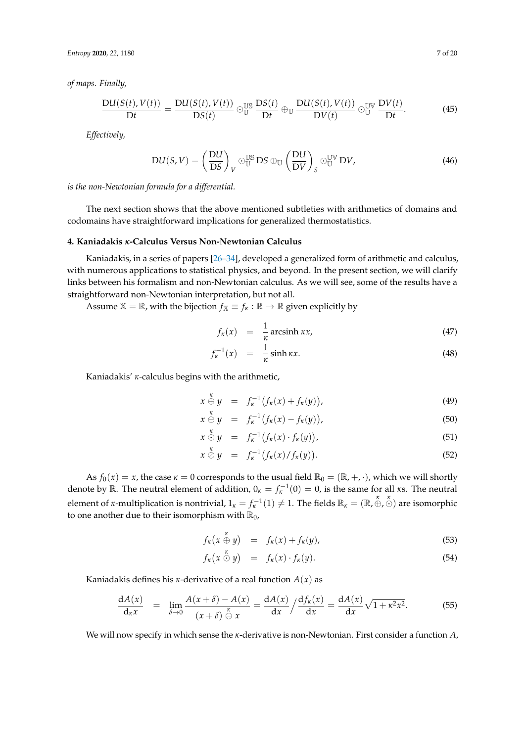*of maps. Finally,*

$$\frac{\mathrm{D}U(S(t),V(t))}{\mathrm{D}t} = \frac{\mathrm{D}U(S(t),V(t))}{\mathrm{D}S(t)} \odot_{\mathbb{U}}^{\mathbb{US}} \frac{\mathrm{D}S(t)}{\mathrm{D}t} \oplus_{\mathbb{U}} \frac{\mathrm{D}U(S(t),V(t))}{\mathrm{D}V(t)} \odot_{\mathbb{U}}^{\mathbb{UV}} \frac{\mathrm{D}V(t)}{\mathrm{D}t}. \tag{45}$$

*Effectively,*

$$\mathrm{D}U(S,V) = \left(\frac{\mathrm{D}U}{\mathrm{D}S}\right)_V \odot_{\mathbb{U}}^{\mathbb{US}} \mathrm{D}S \oplus_{\mathbb{U}} \left(\frac{\mathrm{D}U}{\mathrm{D}V}\right)_S \odot_{\mathbb{U}}^{\mathbb{UV}} \mathrm{D}V, \tag{46}$$

*is the non-Newtonian formula for a differential.*

The next section shows that the above mentioned subtleties with arithmetics of domains and codomains have straightforward implications for generalized thermostatistics.

## 4. Kaniadakis $\kappa$-Calculus Versus Non-Newtonian Calculus

Kaniadakis, in a series of papers [26–34], developed a generalized form of arithmetic and calculus, with numerous applications to statistical physics, and beyond. In the present section, we will clarify links between his formalism and non-Newtonian calculus. As we will see, some of the results have a straightforward non-Newtonian interpretation, but not all.

Assume $\mathbb{X} = \mathbb{R}$, with the bijection $f_{\mathbb{X}} \equiv f_\kappa : \mathbb{R} \to \mathbb{R}$ given explicitly by

$$f_\kappa(x) = \frac{1}{\kappa} \operatorname{arcsinh} \kappa x, \tag{47}$$

$$f_\kappa^{-1}(x) = \frac{1}{\kappa} \sinh \kappa x. \tag{48}$$

Kaniadakis' $\kappa$-calculus begins with the arithmetic,

$$x \overset{\kappa}{\oplus} y = f_\kappa^{-1}\big(f_\kappa(x) + f_\kappa(y)\big), \tag{49}$$

$$x \overset{\kappa}{\ominus} y = f_\kappa^{-1}\big(f_\kappa(x) - f_\kappa(y)\big), \tag{50}$$

$$x \overset{\kappa}{\odot} y = f_\kappa^{-1}\big(f_\kappa(x) \cdot f_\kappa(y)\big), \tag{51}$$

$$x \overset{\kappa}{\oslash} y = f_\kappa^{-1}\big(f_\kappa(x) / f_\kappa(y)\big). \tag{52}$$

As $f_0(x) = x$, the case $\kappa = 0$ corresponds to the usual field $\mathbb{R}_0 = (\mathbb{R}, +, \cdot)$, which we will shortly denote by $\mathbb{R}$. The neutral element of addition, $0_\kappa = f_\kappa^{-1}(0) = 0$, is the same for all $\kappa$s. The neutral element of $\kappa$-multiplication is nontrivial, $1_\kappa = f_\kappa^{-1}(1) \neq 1$. The fields $\mathbb{R}_\kappa = (\mathbb{R}, \overset{\kappa}{\oplus}, \overset{\kappa}{\odot})$ are isomorphic to one another due to their isomorphism with $\mathbb{R}_0$,

$$f_\kappa\big(x \overset{\kappa}{\oplus} y\big) = f_\kappa(x) + f_\kappa(y), \tag{53}$$

$$f_\kappa\big(x \overset{\kappa}{\odot} y\big) = f_\kappa(x) \cdot f_\kappa(y). \tag{54}$$

Kaniadakis defines his $\kappa$-derivative of a real function $A(x)$ as

$$\frac{\mathrm{d}A(x)}{\mathrm{d}_\kappa x} = \lim_{\delta \to 0} \frac{A(x+\delta) - A(x)}{(x+\delta) \overset{\kappa}{\ominus} x} = \frac{\mathrm{d}A(x)}{\mathrm{d}x} \Big/ \frac{\mathrm{d}f_\kappa(x)}{\mathrm{d}x} = \frac{\mathrm{d}A(x)}{\mathrm{d}x} \sqrt{1 + \kappa^2 x^2}. \tag{55}$$

We will now specify in which sense the $\kappa$-derivative is non-Newtonian. First consider a function $A$,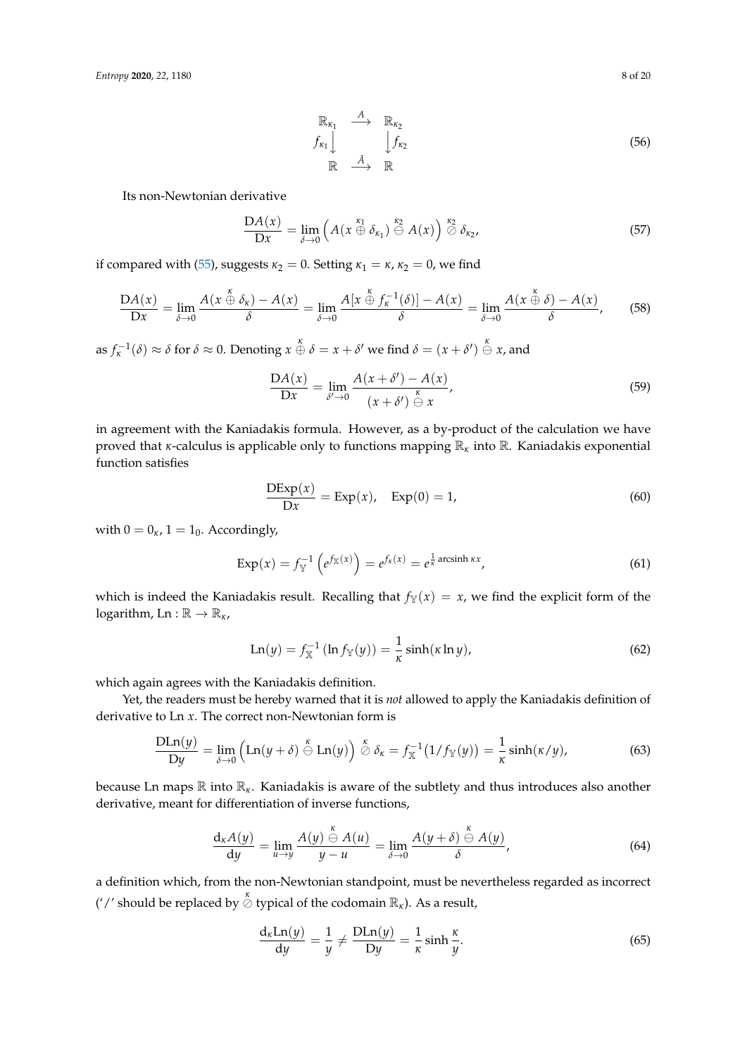$$
\begin{array}{ccc}
\mathbb{R}_{\kappa_1} & \xrightarrow{A} & \mathbb{R}_{\kappa_2} \\
f_{\kappa_1}\Big\downarrow & & \Big\downarrow f_{\kappa_2} \\
\mathbb{R} & \xrightarrow{\tilde{A}} & \mathbb{R}
\end{array}
\tag{56}
$$

Its non-Newtonian derivative

$$
\frac{\mathrm{D}A(x)}{\mathrm{D}x} = \lim_{\delta\to 0}\Big(A(x \overset{\kappa_1}{\oplus} \delta_{\kappa_1}) \overset{\kappa_2}{\ominus} A(x)\Big) \overset{\kappa_2}{\oslash} \delta_{\kappa_2},
\tag{57}
$$

if compared with (55), suggests $\kappa_2 = 0$. Setting $\kappa_1 = \kappa$, $\kappa_2 = 0$, we find

$$
\frac{\mathrm{D}A(x)}{\mathrm{D}x} = \lim_{\delta\to 0}\frac{A(x \overset{\kappa}{\oplus} \delta_\kappa) - A(x)}{\delta} = \lim_{\delta\to 0}\frac{A[x \overset{\kappa}{\oplus} f_\kappa^{-1}(\delta)] - A(x)}{\delta} = \lim_{\delta\to 0}\frac{A(x \overset{\kappa}{\oplus} \delta) - A(x)}{\delta},
\tag{58}
$$

as $f_\kappa^{-1}(\delta) \approx \delta$ for $\delta \approx 0$. Denoting $x \overset{\kappa}{\oplus} \delta = x + \delta'$ we find $\delta = (x+\delta') \overset{\kappa}{\ominus} x$, and

$$
\frac{\mathrm{D}A(x)}{\mathrm{D}x} = \lim_{\delta'\to 0}\frac{A(x+\delta') - A(x)}{(x+\delta') \overset{\kappa}{\ominus} x},
\tag{59}
$$

in agreement with the Kaniadakis formula. However, as a by-product of the calculation we have proved that $\kappa$-calculus is applicable only to functions mapping $\mathbb{R}_\kappa$ into $\mathbb{R}$. Kaniadakis exponential function satisfies

$$
\frac{\mathrm{D}\mathrm{Exp}(x)}{\mathrm{D}x} = \mathrm{Exp}(x), \quad \mathrm{Exp}(0) = 1,
\tag{60}
$$

with $0 = 0_\kappa$, $1 = 1_0$. Accordingly,

$$
\mathrm{Exp}(x) = f_{\mathbb{Y}}^{-1}\left(e^{f_{\mathbb{X}}(x)}\right) = e^{f_\kappa(x)} = e^{\frac{1}{\kappa}\operatorname{arcsinh}\kappa x},
\tag{61}
$$

which is indeed the Kaniadakis result. Recalling that $f_{\mathbb{Y}}(x) = x$, we find the explicit form of the logarithm, $\mathrm{Ln} : \mathbb{R} \to \mathbb{R}_\kappa$,

$$
\mathrm{Ln}(y) = f_{\mathbb{X}}^{-1}\left(\ln f_{\mathbb{Y}}(y)\right) = \frac{1}{\kappa}\sinh(\kappa \ln y),
\tag{62}
$$

which again agrees with the Kaniadakis definition.

Yet, the readers must be hereby warned that it is *not* allowed to apply the Kaniadakis definition of derivative to $\mathrm{Ln}\, x$. The correct non-Newtonian form is

$$
\frac{\mathrm{D}\mathrm{Ln}(y)}{\mathrm{D}y} = \lim_{\delta\to 0}\Big(\mathrm{Ln}(y+\delta) \overset{\kappa}{\ominus} \mathrm{Ln}(y)\Big) \overset{\kappa}{\oslash} \delta_\kappa = f_{\mathbb{X}}^{-1}\big(1/f_{\mathbb{Y}}(y)\big) = \frac{1}{\kappa}\sinh(\kappa/y),
\tag{63}
$$

because Ln maps $\mathbb{R}$ into $\mathbb{R}_\kappa$. Kaniadakis is aware of the subtlety and thus introduces also another derivative, meant for differentiation of inverse functions,

$$
\frac{\mathrm{d}_\kappa A(y)}{\mathrm{d}y} = \lim_{u\to y}\frac{A(y) \overset{\kappa}{\ominus} A(u)}{y-u} = \lim_{\delta\to 0}\frac{A(y+\delta) \overset{\kappa}{\ominus} A(y)}{\delta},
\tag{64}
$$

a definition which, from the non-Newtonian standpoint, must be nevertheless regarded as incorrect ('/' should be replaced by $\overset{\kappa}{\oslash}$ typical of the codomain $\mathbb{R}_\kappa$). As a result,

$$
\frac{\mathrm{d}_\kappa \mathrm{Ln}(y)}{\mathrm{d}y} = \frac{1}{y} \neq \frac{\mathrm{D}\mathrm{Ln}(y)}{\mathrm{D}y} = \frac{1}{\kappa}\sinh\frac{\kappa}{y}.
\tag{65}
$$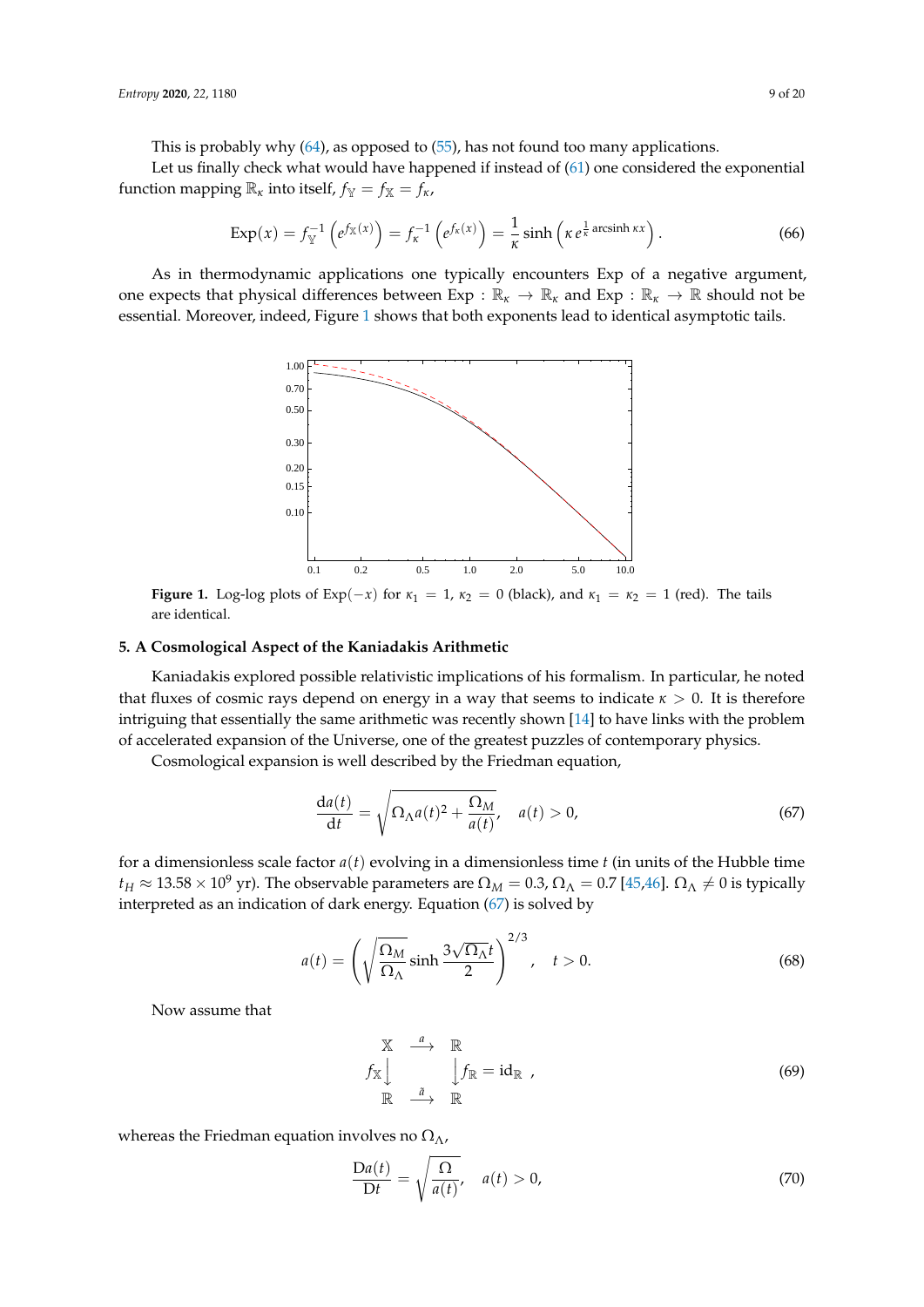This is probably why (64), as opposed to (55), has not found too many applications.

Let us finally check what would have happened if instead of (61) one considered the exponential function mapping $\mathbb{R}_\kappa$ into itself, $f_\mathbb{Y} = f_\mathbb{X} = f_\kappa$,

$$\text{Exp}(x) = f_\mathbb{Y}^{-1}\left(e^{f_\mathbb{X}(x)}\right) = f_\kappa^{-1}\left(e^{f_\kappa(x)}\right) = \frac{1}{\kappa}\sinh\left(\kappa\, e^{\frac{1}{\kappa}\operatorname{arcsinh}\kappa x}\right). \tag{66}$$

As in thermodynamic applications one typically encounters Exp of a negative argument, one expects that physical differences between $\text{Exp} : \mathbb{R}_\kappa \to \mathbb{R}_\kappa$ and $\text{Exp} : \mathbb{R}_\kappa \to \mathbb{R}$ should not be essential. Moreover, indeed, Figure 1 shows that both exponents lead to identical asymptotic tails.

**Figure 1.** Log-log plots of $\text{Exp}(-x)$ for $\kappa_1 = 1$, $\kappa_2 = 0$ (black), and $\kappa_1 = \kappa_2 = 1$ (red). The tails are identical.

## 5. A Cosmological Aspect of the Kaniadakis Arithmetic

Kaniadakis explored possible relativistic implications of his formalism. In particular, he noted that fluxes of cosmic rays depend on energy in a way that seems to indicate $\kappa > 0$. It is therefore intriguing that essentially the same arithmetic was recently shown [14] to have links with the problem of accelerated expansion of the Universe, one of the greatest puzzles of contemporary physics.

Cosmological expansion is well described by the Friedman equation,

$$\frac{\mathrm{d}a(t)}{\mathrm{d}t} = \sqrt{\Omega_\Lambda a(t)^2 + \frac{\Omega_M}{a(t)}}, \quad a(t) > 0, \tag{67}$$

for a dimensionless scale factor $a(t)$ evolving in a dimensionless time $t$ (in units of the Hubble time $t_H \approx 13.58 \times 10^9$ yr). The observable parameters are $\Omega_M = 0.3$, $\Omega_\Lambda = 0.7$ [45,46]. $\Omega_\Lambda \neq 0$ is typically interpreted as an indication of dark energy. Equation (67) is solved by

$$a(t) = \left(\sqrt{\frac{\Omega_M}{\Omega_\Lambda}}\sinh\frac{3\sqrt{\Omega_\Lambda}t}{2}\right)^{2/3}, \quad t > 0. \tag{68}$$

Now assume that

$$\begin{array}{ccc} \mathbb{X} & \xrightarrow{a} & \mathbb{R} \\ f_\mathbb{X}\big\downarrow & & \big\downarrow f_\mathbb{R} = \mathrm{id}_\mathbb{R} \\ \mathbb{R} & \xrightarrow{\tilde{a}} & \mathbb{R} \end{array}, \tag{69}$$

whereas the Friedman equation involves no $\Omega_\Lambda$,

$$\frac{\mathrm{D}a(t)}{\mathrm{D}t} = \sqrt{\frac{\Omega}{a(t)}}, \quad a(t) > 0, \tag{70}$$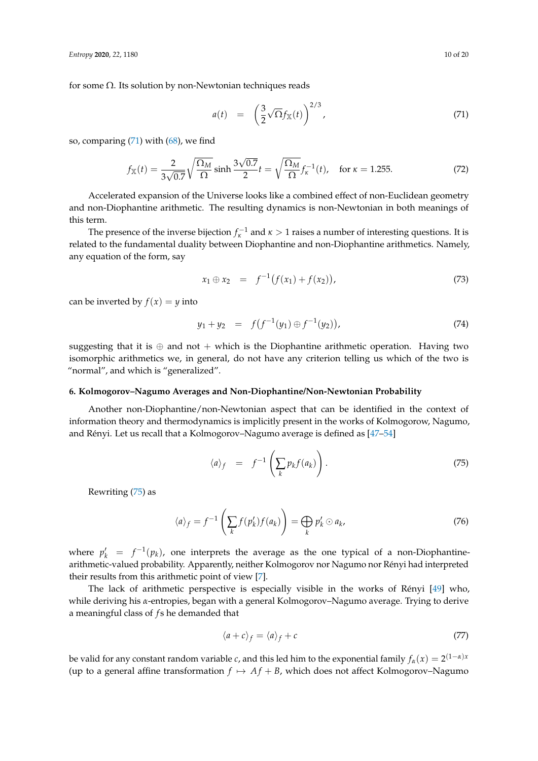for some $\Omega$. Its solution by non-Newtonian techniques reads

$$a(t) = \left(\frac{3}{2}\sqrt{\Omega} f_{\mathbb{X}}(t)\right)^{2/3}, \tag{71}$$

so, comparing (71) with (68), we find

$$f_{\mathbb{X}}(t) = \frac{2}{3\sqrt{0.7}}\sqrt{\frac{\Omega_M}{\Omega}} \sinh \frac{3\sqrt{0.7}}{2} t = \sqrt{\frac{\Omega_M}{\Omega}} f_\kappa^{-1}(t), \quad \text{for } \kappa = 1.255. \tag{72}$$

Accelerated expansion of the Universe looks like a combined effect of non-Euclidean geometry and non-Diophantine arithmetic. The resulting dynamics is non-Newtonian in both meanings of this term.

The presence of the inverse bijection $f_\kappa^{-1}$ and $\kappa > 1$ raises a number of interesting questions. It is related to the fundamental duality between Diophantine and non-Diophantine arithmetics. Namely, any equation of the form, say

$$x_1 \oplus x_2 = f^{-1}\big(f(x_1) + f(x_2)\big), \tag{73}$$

can be inverted by $f(x) = y$ into

$$y_1 + y_2 = f\big(f^{-1}(y_1) \oplus f^{-1}(y_2)\big), \tag{74}$$

suggesting that it is $\oplus$ and not $+$ which is the Diophantine arithmetic operation. Having two isomorphic arithmetics we, in general, do not have any criterion telling us which of the two is "normal", and which is "generalized".

## 6. Kolmogorov–Nagumo Averages and Non-Diophantine/Non-Newtonian Probability

Another non-Diophantine/non-Newtonian aspect that can be identified in the context of information theory and thermodynamics is implicitly present in the works of Kolmogorow, Nagumo, and Rényi. Let us recall that a Kolmogorov–Nagumo average is defined as [47–54]

$$\langle a \rangle_f = f^{-1}\left(\sum_k p_k f(a_k)\right). \tag{75}$$

Rewriting (75) as

$$\langle a \rangle_f = f^{-1}\left(\sum_k f(p_k') f(a_k)\right) = \bigoplus_k p_k' \odot a_k, \tag{76}$$

where $p_k' = f^{-1}(p_k)$, one interprets the average as the one typical of a non-Diophantine-arithmetic-valued probability. Apparently, neither Kolmogorov nor Nagumo nor Rényi had interpreted their results from this arithmetic point of view [7].

The lack of arithmetic perspective is especially visible in the works of Rényi [49] who, while deriving his $\alpha$-entropies, began with a general Kolmogorov–Nagumo average. Trying to derive a meaningful class of $f$s he demanded that

$$\langle a + c \rangle_f = \langle a \rangle_f + c \tag{77}$$

be valid for any constant random variable $c$, and this led him to the exponential family $f_\alpha(x) = 2^{(1-\alpha)x}$ (up to a general affine transformation $f \mapsto Af + B$, which does not affect Kolmogorov–Nagumo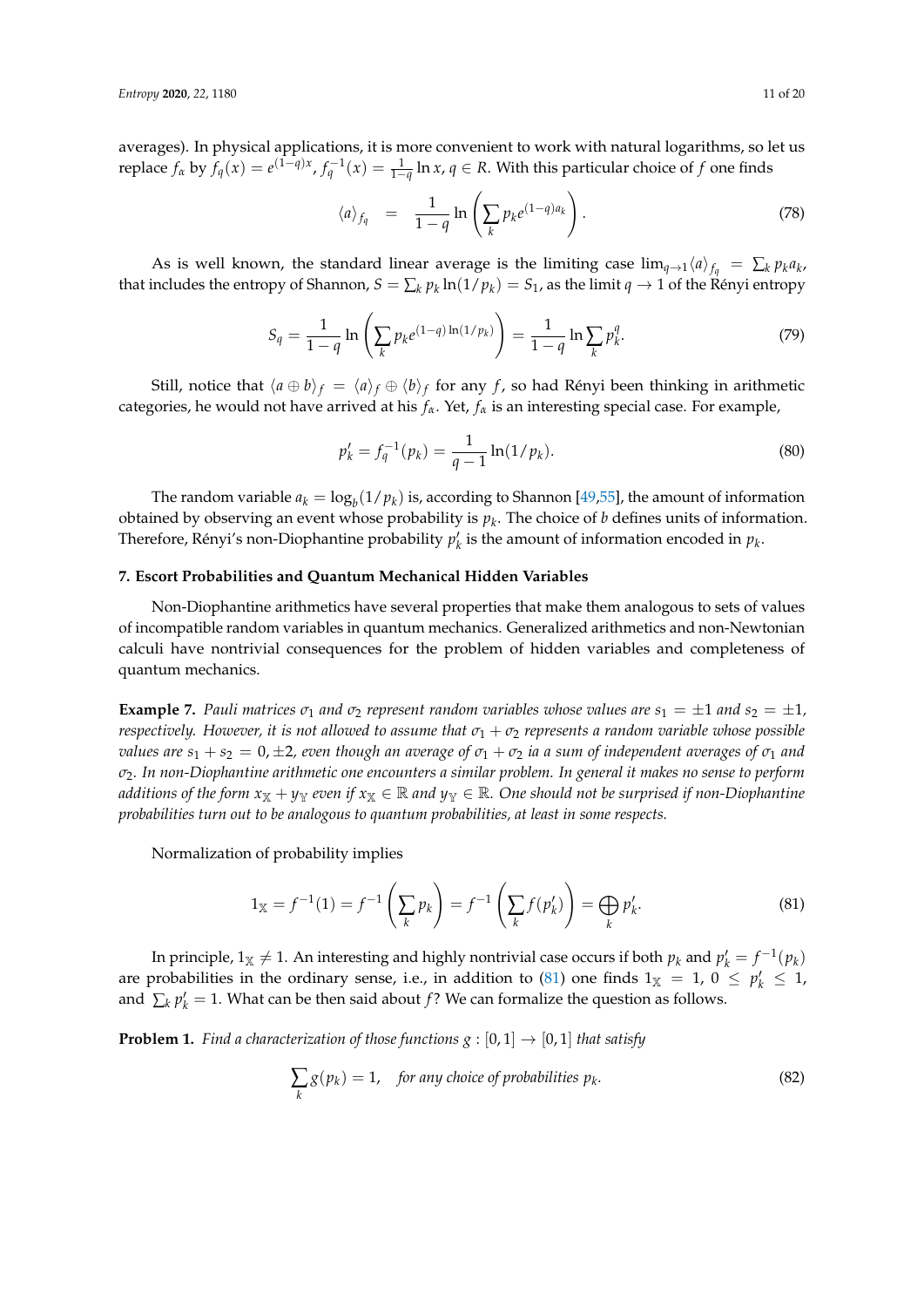averages). In physical applications, it is more convenient to work with natural logarithms, so let us replace $f_\alpha$ by $f_q(x) = e^{(1-q)x}$, $f_q^{-1}(x) = \frac{1}{1-q}\ln x$, $q \in R$. With this particular choice of $f$ one finds

$$\langle a \rangle_{f_q} = \frac{1}{1-q}\ln\left(\sum_k p_k e^{(1-q)a_k}\right). \tag{78}$$

As is well known, the standard linear average is the limiting case $\lim_{q\to 1}\langle a \rangle_{f_q} = \sum_k p_k a_k$, that includes the entropy of Shannon, $S = \sum_k p_k \ln(1/p_k) = S_1$, as the limit $q \to 1$ of the Rényi entropy

$$S_q = \frac{1}{1-q}\ln\left(\sum_k p_k e^{(1-q)\ln(1/p_k)}\right) = \frac{1}{1-q}\ln\sum_k p_k^q. \tag{79}$$

Still, notice that $\langle a \oplus b \rangle_f = \langle a \rangle_f \oplus \langle b \rangle_f$ for any $f$, so had Rényi been thinking in arithmetic categories, he would not have arrived at his $f_\alpha$. Yet, $f_\alpha$ is an interesting special case. For example,

$$p'_k = f_q^{-1}(p_k) = \frac{1}{q-1}\ln(1/p_k). \tag{80}$$

The random variable $a_k = \log_b(1/p_k)$ is, according to Shannon [49,55], the amount of information obtained by observing an event whose probability is $p_k$. The choice of $b$ defines units of information. Therefore, Rényi's non-Diophantine probability $p'_k$ is the amount of information encoded in $p_k$.

## 7. Escort Probabilities and Quantum Mechanical Hidden Variables

Non-Diophantine arithmetics have several properties that make them analogous to sets of values of incompatible random variables in quantum mechanics. Generalized arithmetics and non-Newtonian calculi have nontrivial consequences for the problem of hidden variables and completeness of quantum mechanics.

**Example 7.** *Pauli matrices $\sigma_1$ and $\sigma_2$ represent random variables whose values are $s_1 = \pm 1$ and $s_2 = \pm 1$, respectively. However, it is not allowed to assume that $\sigma_1 + \sigma_2$ represents a random variable whose possible values are $s_1 + s_2 = 0, \pm 2$, even though an average of $\sigma_1 + \sigma_2$ ia a sum of independent averages of $\sigma_1$ and $\sigma_2$. In non-Diophantine arithmetic one encounters a similar problem. In general it makes no sense to perform additions of the form $x_{\mathbb{X}} + y_{\mathbb{Y}}$ even if $x_{\mathbb{X}} \in \mathbb{R}$ and $y_{\mathbb{Y}} \in \mathbb{R}$. One should not be surprised if non-Diophantine probabilities turn out to be analogous to quantum probabilities, at least in some respects.*

Normalization of probability implies

$$1_{\mathbb{X}} = f^{-1}(1) = f^{-1}\left(\sum_k p_k\right) = f^{-1}\left(\sum_k f(p'_k)\right) = \bigoplus_k p'_k. \tag{81}$$

In principle, $1_{\mathbb{X}} \neq 1$. An interesting and highly nontrivial case occurs if both $p_k$ and $p'_k = f^{-1}(p_k)$ are probabilities in the ordinary sense, i.e., in addition to (81) one finds $1_{\mathbb{X}} = 1$, $0 \leq p'_k \leq 1$, and $\sum_k p'_k = 1$. What can be then said about $f$? We can formalize the question as follows.

**Problem 1.** *Find a characterization of those functions $g : [0,1] \to [0,1]$ that satisfy*

$$\sum_k g(p_k) = 1, \quad \textit{for any choice of probabilities } p_k. \tag{82}$$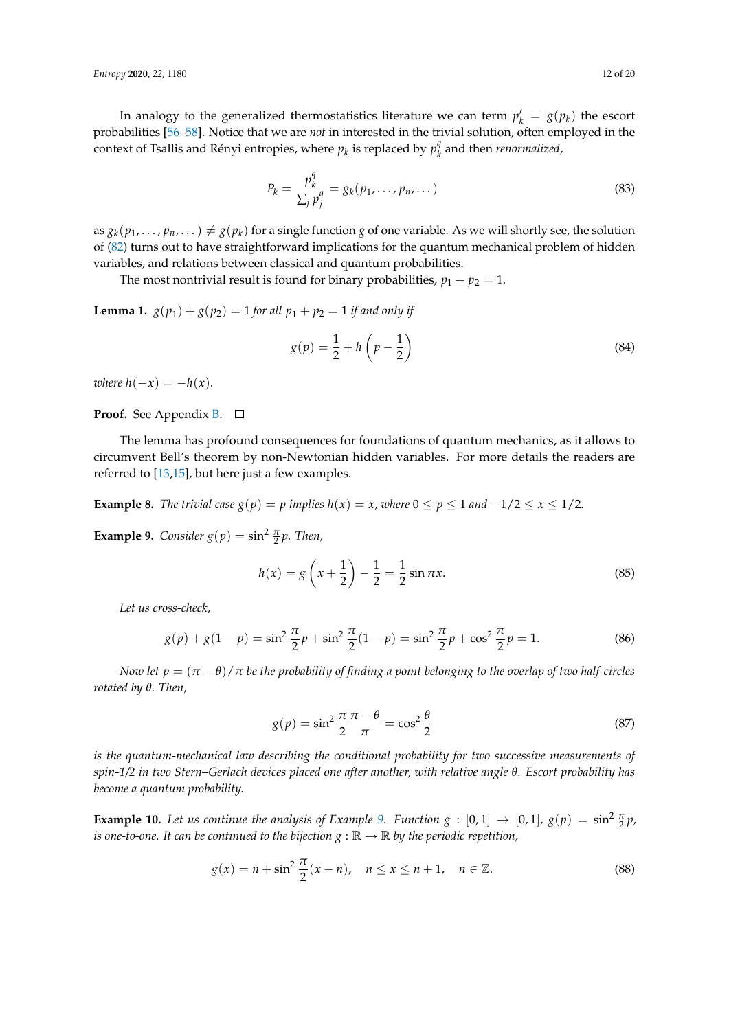In analogy to the generalized thermostatistics literature we can term $p'_k = g(p_k)$ the escort probabilities [56–58]. Notice that we are *not* in interested in the trivial solution, often employed in the context of Tsallis and Rényi entropies, where $p_k$ is replaced by $p_k^q$ and then *renormalized*,

$$P_k = \frac{p_k^q}{\sum_j p_j^q} = g_k(p_1, \ldots, p_n, \ldots) \tag{83}$$

as $g_k(p_1, \ldots, p_n, \ldots) \neq g(p_k)$ for a single function $g$ of one variable. As we will shortly see, the solution of (82) turns out to have straightforward implications for the quantum mechanical problem of hidden variables, and relations between classical and quantum probabilities.

The most nontrivial result is found for binary probabilities, $p_1 + p_2 = 1$.

**Lemma 1.** *$g(p_1) + g(p_2) = 1$ for all $p_1 + p_2 = 1$ if and only if*

$$g(p) = \frac{1}{2} + h\left(p - \frac{1}{2}\right) \tag{84}$$

*where $h(-x) = -h(x)$.*

**Proof.** See Appendix B. □

The lemma has profound consequences for foundations of quantum mechanics, as it allows to circumvent Bell's theorem by non-Newtonian hidden variables. For more details the readers are referred to [13,15], but here just a few examples.

**Example 8.** *The trivial case $g(p) = p$ implies $h(x) = x$, where $0 \le p \le 1$ and $-1/2 \le x \le 1/2$.*

**Example 9.** *Consider $g(p) = \sin^2 \frac{\pi}{2} p$. Then,*

$$h(x) = g\left(x + \frac{1}{2}\right) - \frac{1}{2} = \frac{1}{2} \sin \pi x. \tag{85}$$

*Let us cross-check,*

$$g(p) + g(1-p) = \sin^2 \frac{\pi}{2} p + \sin^2 \frac{\pi}{2}(1-p) = \sin^2 \frac{\pi}{2} p + \cos^2 \frac{\pi}{2} p = 1. \tag{86}$$

*Now let $p = (\pi - \theta)/\pi$ be the probability of finding a point belonging to the overlap of two half-circles rotated by $\theta$. Then,*

$$g(p) = \sin^2 \frac{\pi}{2} \frac{\pi - \theta}{\pi} = \cos^2 \frac{\theta}{2} \tag{87}$$

*is the quantum-mechanical law describing the conditional probability for two successive measurements of spin-1/2 in two Stern–Gerlach devices placed one after another, with relative angle $\theta$. Escort probability has become a quantum probability.*

**Example 10.** *Let us continue the analysis of Example 9. Function $g : [0,1] \to [0,1]$, $g(p) = \sin^2 \frac{\pi}{2} p$, is one-to-one. It can be continued to the bijection $g : \mathbb{R} \to \mathbb{R}$ by the periodic repetition,*

$$g(x) = n + \sin^2 \frac{\pi}{2}(x - n), \quad n \le x \le n + 1, \quad n \in \mathbb{Z}. \tag{88}$$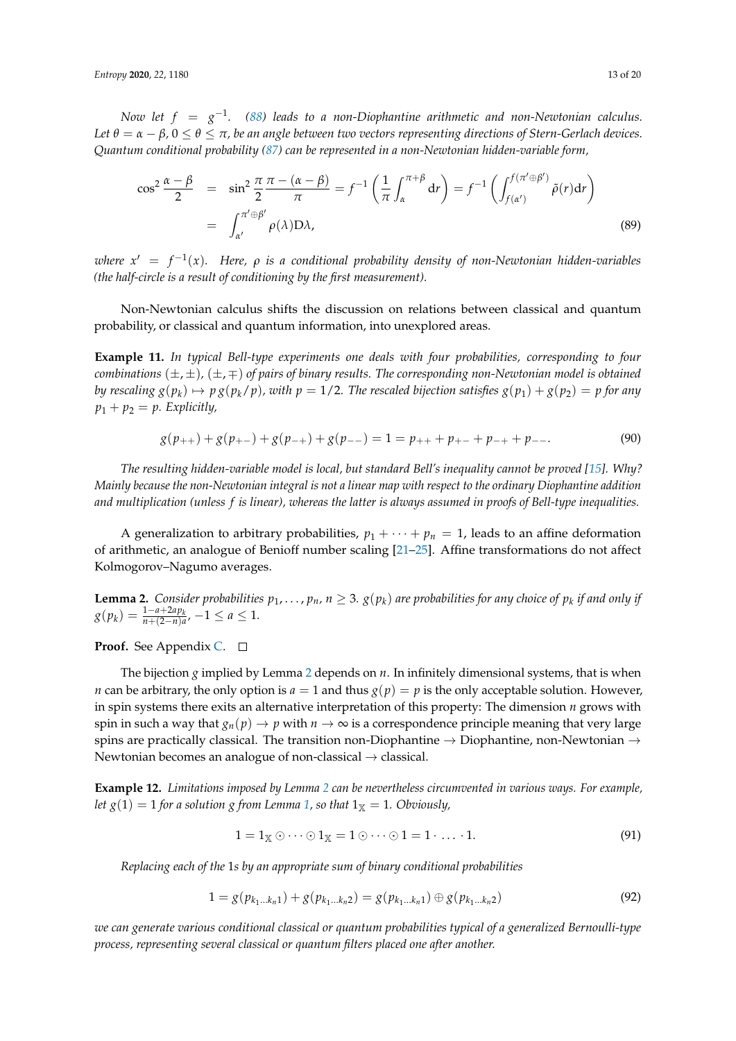*Now let $f = g^{-1}$. (88) leads to a non-Diophantine arithmetic and non-Newtonian calculus. Let $\theta = \alpha - \beta$, $0 \le \theta \le \pi$, be an angle between two vectors representing directions of Stern-Gerlach devices. Quantum conditional probability (87) can be represented in a non-Newtonian hidden-variable form,*

$$
\begin{aligned}
\cos^2 \frac{\alpha - \beta}{2} &= \sin^2 \frac{\pi}{2} \frac{\pi - (\alpha - \beta)}{\pi} = f^{-1}\left(\frac{1}{\pi}\int_{\alpha}^{\pi+\beta} \mathrm{d}r\right) = f^{-1}\left(\int_{f(\alpha')}^{f(\pi'\oplus\beta')} \tilde{\rho}(r)\mathrm{d}r\right) \\
&= \int_{\alpha'}^{\pi'\oplus\beta'} \rho(\lambda)\mathrm{D}\lambda,
\end{aligned}
\tag{89}
$$

*where $x' = f^{-1}(x)$. Here, $\rho$ is a conditional probability density of non-Newtonian hidden-variables (the half-circle is a result of conditioning by the first measurement).*

Non-Newtonian calculus shifts the discussion on relations between classical and quantum probability, or classical and quantum information, into unexplored areas.

**Example 11.** *In typical Bell-type experiments one deals with four probabilities, corresponding to four combinations $(\pm,\pm)$, $(\pm,\mp)$ of pairs of binary results. The corresponding non-Newtonian model is obtained by rescaling $g(p_k) \mapsto p\, g(p_k/p)$, with $p = 1/2$. The rescaled bijection satisfies $g(p_1) + g(p_2) = p$ for any $p_1 + p_2 = p$. Explicitly,*

$$
g(p_{++}) + g(p_{+-}) + g(p_{-+}) + g(p_{--}) = 1 = p_{++} + p_{+-} + p_{-+} + p_{--}. \tag{90}
$$

*The resulting hidden-variable model is local, but standard Bell's inequality cannot be proved [15]. Why? Mainly because the non-Newtonian integral is not a linear map with respect to the ordinary Diophantine addition and multiplication (unless $f$ is linear), whereas the latter is always assumed in proofs of Bell-type inequalities.*

A generalization to arbitrary probabilities, $p_1 + \cdots + p_n = 1$, leads to an affine deformation of arithmetic, an analogue of Benioff number scaling [21–25]. Affine transformations do not affect Kolmogorov–Nagumo averages.

**Lemma 2.** *Consider probabilities $p_1, \ldots, p_n$, $n \ge 3$. $g(p_k)$ are probabilities for any choice of $p_k$ if and only if $g(p_k) = \frac{1-a+2ap_k}{n+(2-n)a}$, $-1 \le a \le 1$.*

**Proof.** See Appendix C. □

The bijection $g$ implied by Lemma 2 depends on $n$. In infinitely dimensional systems, that is when $n$ can be arbitrary, the only option is $a = 1$ and thus $g(p) = p$ is the only acceptable solution. However, in spin systems there exits an alternative interpretation of this property: The dimension $n$ grows with spin in such a way that $g_n(p) \to p$ with $n \to \infty$ is a correspondence principle meaning that very large spins are practically classical. The transition non-Diophantine → Diophantine, non-Newtonian → Newtonian becomes an analogue of non-classical → classical.

**Example 12.** *Limitations imposed by Lemma 2 can be nevertheless circumvented in various ways. For example, let $g(1) = 1$ for a solution $g$ from Lemma 1, so that $1_{\mathbb{X}} = 1$. Obviously,*

$$
1 = 1_{\mathbb{X}} \odot \cdots \odot 1_{\mathbb{X}} = 1 \odot \cdots \odot 1 = 1 \cdot \ldots \cdot 1. \tag{91}
$$

*Replacing each of the 1s by an appropriate sum of binary conditional probabilities*

$$
1 = g(p_{k_1 \ldots k_n 1}) + g(p_{k_1 \ldots k_n 2}) = g(p_{k_1 \ldots k_n 1}) \oplus g(p_{k_1 \ldots k_n 2}) \tag{92}
$$

*we can generate various conditional classical or quantum probabilities typical of a generalized Bernoulli-type process, representing several classical or quantum filters placed one after another.*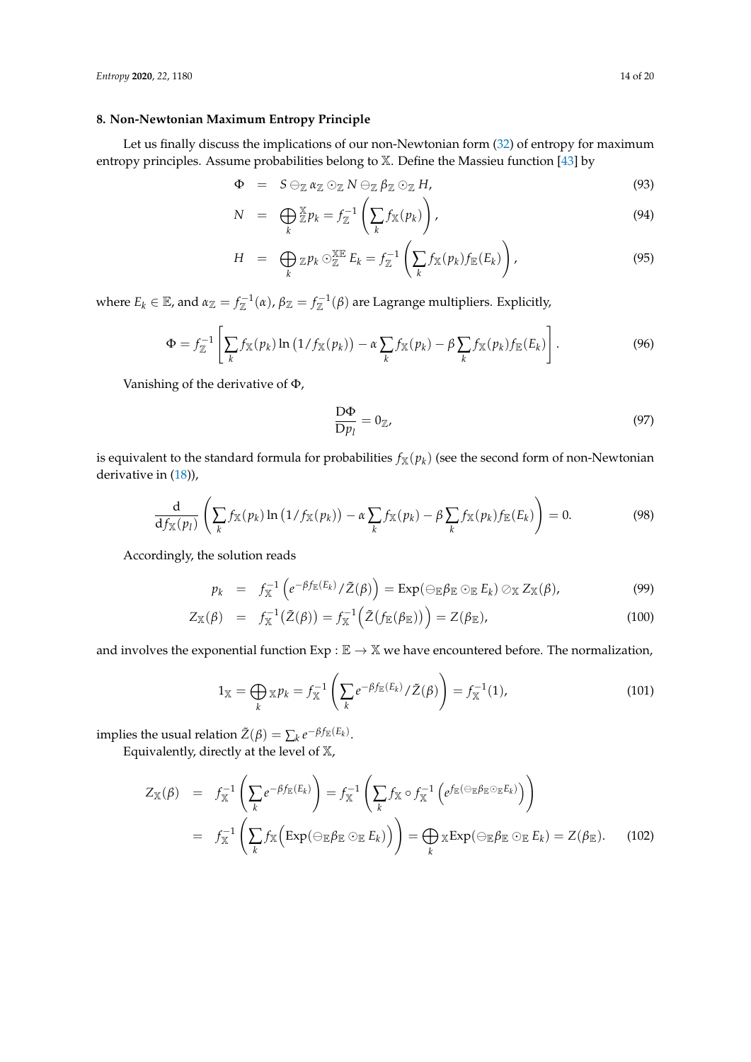## 8. Non-Newtonian Maximum Entropy Principle

Let us finally discuss the implications of our non-Newtonian form (32) of entropy for maximum entropy principles. Assume probabilities belong to $\mathbb{X}$. Define the Massieu function [43] by

$$
\begin{aligned}
\Phi &= S \ominus_{\mathbb{Z}} \alpha_{\mathbb{Z}} \odot_{\mathbb{Z}} N \ominus_{\mathbb{Z}} \beta_{\mathbb{Z}} \odot_{\mathbb{Z}} H, && (93)\\
N &= \bigoplus_k {}_{\mathbb{Z}}^{\mathbb{X}} p_k = f_{\mathbb{Z}}^{-1}\left(\sum_k f_{\mathbb{X}}(p_k)\right), && (94)\\
H &= \bigoplus_k {}_{\mathbb{Z}} p_k \odot_{\mathbb{Z}}^{\mathbb{X}\mathbb{E}} E_k = f_{\mathbb{Z}}^{-1}\left(\sum_k f_{\mathbb{X}}(p_k) f_{\mathbb{E}}(E_k)\right), && (95)
\end{aligned}
$$

where $E_k \in \mathbb{E}$, and $\alpha_{\mathbb{Z}} = f_{\mathbb{Z}}^{-1}(\alpha)$, $\beta_{\mathbb{Z}} = f_{\mathbb{Z}}^{-1}(\beta)$ are Lagrange multipliers. Explicitly,

$$
\Phi = f_{\mathbb{Z}}^{-1}\left[\sum_k f_{\mathbb{X}}(p_k) \ln\left(1/f_{\mathbb{X}}(p_k)\right) - \alpha \sum_k f_{\mathbb{X}}(p_k) - \beta \sum_k f_{\mathbb{X}}(p_k) f_{\mathbb{E}}(E_k)\right]. \tag{96}
$$

Vanishing of the derivative of $\Phi$,

$$
\frac{\mathrm{D}\Phi}{\mathrm{D}p_l} = 0_{\mathbb{Z}}, \tag{97}
$$

is equivalent to the standard formula for probabilities $f_{\mathbb{X}}(p_k)$ (see the second form of non-Newtonian derivative in (18)),

$$
\frac{\mathrm{d}}{\mathrm{d}f_{\mathbb{X}}(p_l)}\left(\sum_k f_{\mathbb{X}}(p_k) \ln\left(1/f_{\mathbb{X}}(p_k)\right) - \alpha \sum_k f_{\mathbb{X}}(p_k) - \beta \sum_k f_{\mathbb{X}}(p_k) f_{\mathbb{E}}(E_k)\right) = 0. \tag{98}
$$

Accordingly, the solution reads

$$
\begin{aligned}
p_k &= f_{\mathbb{X}}^{-1}\left(e^{-\beta f_{\mathbb{E}}(E_k)}/\tilde{Z}(\beta)\right) = \mathrm{Exp}(\ominus_{\mathbb{E}} \beta_{\mathbb{E}} \odot_{\mathbb{E}} E_k) \oslash_{\mathbb{X}} Z_{\mathbb{X}}(\beta), && (99)\\
Z_{\mathbb{X}}(\beta) &= f_{\mathbb{X}}^{-1}(\tilde{Z}(\beta)) = f_{\mathbb{X}}^{-1}\Big(\tilde{Z}\big(f_{\mathbb{E}}(\beta_{\mathbb{E}})\big)\Big) = Z(\beta_{\mathbb{E}}), && (100)
\end{aligned}
$$

and involves the exponential function $\mathrm{Exp} : \mathbb{E} \to \mathbb{X}$ we have encountered before. The normalization,

$$
1_{\mathbb{X}} = \bigoplus_k {}_{\mathbb{X}} p_k = f_{\mathbb{X}}^{-1}\left(\sum_k e^{-\beta f_{\mathbb{E}}(E_k)}/\tilde{Z}(\beta)\right) = f_{\mathbb{X}}^{-1}(1), \tag{101}
$$

implies the usual relation $\tilde{Z}(\beta) = \sum_k e^{-\beta f_{\mathbb{E}}(E_k)}$.

Equivalently, directly at the level of $\mathbb{X}$,

$$
\begin{aligned}
Z_{\mathbb{X}}(\beta) &= f_{\mathbb{X}}^{-1}\left(\sum_k e^{-\beta f_{\mathbb{E}}(E_k)}\right) = f_{\mathbb{X}}^{-1}\left(\sum_k f_{\mathbb{X}} \circ f_{\mathbb{X}}^{-1}\left(e^{f_{\mathbb{E}}(\ominus_{\mathbb{E}} \beta_{\mathbb{E}} \odot_{\mathbb{E}} E_k)}\right)\right)\\
&= f_{\mathbb{X}}^{-1}\left(\sum_k f_{\mathbb{X}}\Big(\mathrm{Exp}(\ominus_{\mathbb{E}} \beta_{\mathbb{E}} \odot_{\mathbb{E}} E_k)\Big)\right) = \bigoplus_k {}_{\mathbb{X}} \mathrm{Exp}(\ominus_{\mathbb{E}} \beta_{\mathbb{E}} \odot_{\mathbb{E}} E_k) = Z(\beta_{\mathbb{E}}). && (102)
\end{aligned}
$$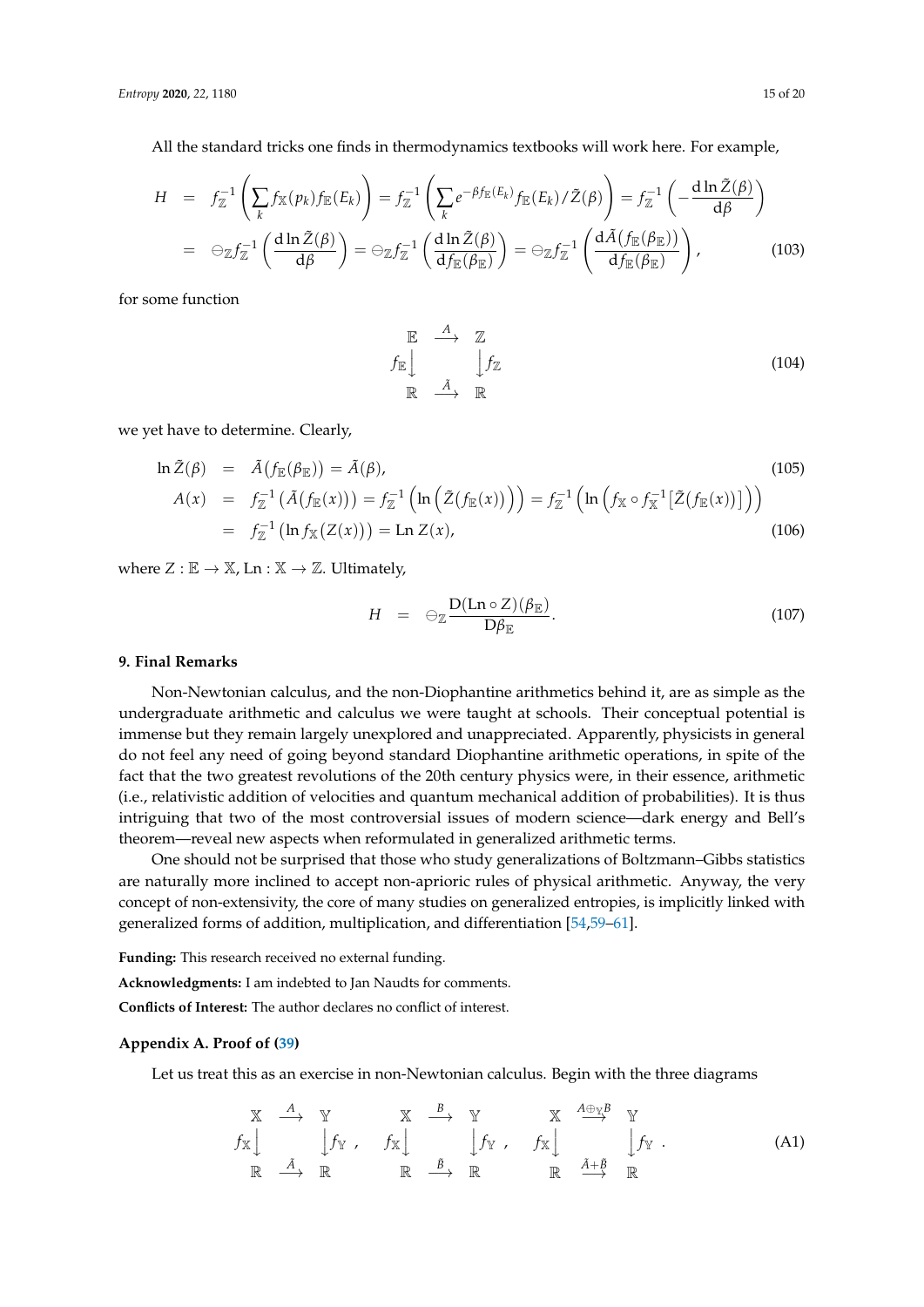All the standard tricks one finds in thermodynamics textbooks will work here. For example,

$$
\begin{aligned}
H &= f_{\mathbb{Z}}^{-1}\left(\sum_k f_{\mathbb{X}}(p_k) f_{\mathbb{E}}(E_k)\right) = f_{\mathbb{Z}}^{-1}\left(\sum_k e^{-\beta f_{\mathbb{E}}(E_k)} f_{\mathbb{E}}(E_k)/\tilde{Z}(\beta)\right) = f_{\mathbb{Z}}^{-1}\left(-\frac{\mathrm{d}\ln\tilde{Z}(\beta)}{\mathrm{d}\beta}\right) \\
&= \ominus_{\mathbb{Z}} f_{\mathbb{Z}}^{-1}\left(\frac{\mathrm{d}\ln\tilde{Z}(\beta)}{\mathrm{d}\beta}\right) = \ominus_{\mathbb{Z}} f_{\mathbb{Z}}^{-1}\left(\frac{\mathrm{d}\ln\tilde{Z}(\beta)}{\mathrm{d}f_{\mathbb{E}}(\beta_{\mathbb{E}})}\right) = \ominus_{\mathbb{Z}} f_{\mathbb{Z}}^{-1}\left(\frac{\mathrm{d}\tilde{A}(f_{\mathbb{E}}(\beta_{\mathbb{E}}))}{\mathrm{d}f_{\mathbb{E}}(\beta_{\mathbb{E}})}\right), \qquad (103)
\end{aligned}
$$

for some function

$$
\begin{array}{ccc}
\mathbb{E} & \xrightarrow{A} & \mathbb{Z} \\
f_{\mathbb{E}}\downarrow & & \downarrow f_{\mathbb{Z}} \\
\mathbb{R} & \xrightarrow{\tilde{A}} & \mathbb{R}
\end{array} \qquad (104)
$$

we yet have to determine. Clearly,

$$
\ln\tilde{Z}(\beta) = \tilde{A}(f_{\mathbb{E}}(\beta_{\mathbb{E}})) = \tilde{A}(\beta), \qquad (105)
$$

$$
\begin{aligned}
A(x) &= f_{\mathbb{Z}}^{-1}\left(\tilde{A}(f_{\mathbb{E}}(x))\right) = f_{\mathbb{Z}}^{-1}\left(\ln\left(\tilde{Z}(f_{\mathbb{E}}(x))\right)\right) = f_{\mathbb{Z}}^{-1}\left(\ln\left(f_{\mathbb{X}} \circ f_{\mathbb{X}}^{-1}\left[\tilde{Z}(f_{\mathbb{E}}(x))\right]\right)\right) \\
&= f_{\mathbb{Z}}^{-1}\left(\ln f_{\mathbb{X}}(Z(x))\right) = \mathrm{Ln}\, Z(x), \qquad (106)
\end{aligned}
$$

where $Z : \mathbb{E} \to \mathbb{X}$, $\mathrm{Ln} : \mathbb{X} \to \mathbb{Z}$. Ultimately,

$$
H = \ominus_{\mathbb{Z}} \frac{\mathrm{D}(\mathrm{Ln} \circ Z)(\beta_{\mathbb{E}})}{\mathrm{D}\beta_{\mathbb{E}}}. \qquad (107)
$$

## 9. Final Remarks

Non-Newtonian calculus, and the non-Diophantine arithmetics behind it, are as simple as the undergraduate arithmetic and calculus we were taught at schools. Their conceptual potential is immense but they remain largely unexplored and unappreciated. Apparently, physicists in general do not feel any need of going beyond standard Diophantine arithmetic operations, in spite of the fact that the two greatest revolutions of the 20th century physics were, in their essence, arithmetic (i.e., relativistic addition of velocities and quantum mechanical addition of probabilities). It is thus intriguing that two of the most controversial issues of modern science—dark energy and Bell's theorem—reveal new aspects when reformulated in generalized arithmetic terms.

One should not be surprised that those who study generalizations of Boltzmann–Gibbs statistics are naturally more inclined to accept non-aprioric rules of physical arithmetic. Anyway, the very concept of non-extensivity, the core of many studies on generalized entropies, is implicitly linked with generalized forms of addition, multiplication, and differentiation [54,59–61].

**Funding:** This research received no external funding.

**Acknowledgments:** I am indebted to Jan Naudts for comments.

**Conflicts of Interest:** The author declares no conflict of interest.

### Appendix A. Proof of (39)

Let us treat this as an exercise in non-Newtonian calculus. Begin with the three diagrams

$$
\begin{array}{ccc}
\mathbb{X} & \xrightarrow{A} & \mathbb{Y} \\
f_{\mathbb{X}}\downarrow & & \downarrow f_{\mathbb{Y}} \\
\mathbb{R} & \xrightarrow{\tilde{A}} & \mathbb{R}
\end{array}, \quad
\begin{array}{ccc}
\mathbb{X} & \xrightarrow{B} & \mathbb{Y} \\
f_{\mathbb{X}}\downarrow & & \downarrow f_{\mathbb{Y}} \\
\mathbb{R} & \xrightarrow{\tilde{B}} & \mathbb{R}
\end{array}, \quad
\begin{array}{ccc}
\mathbb{X} & \xrightarrow{A \oplus_{\mathbb{Y}} B} & \mathbb{Y} \\
f_{\mathbb{X}}\downarrow & & \downarrow f_{\mathbb{Y}} \\
\mathbb{R} & \xrightarrow{\tilde{A}+\tilde{B}} & \mathbb{R}
\end{array}. \qquad (A1)
$$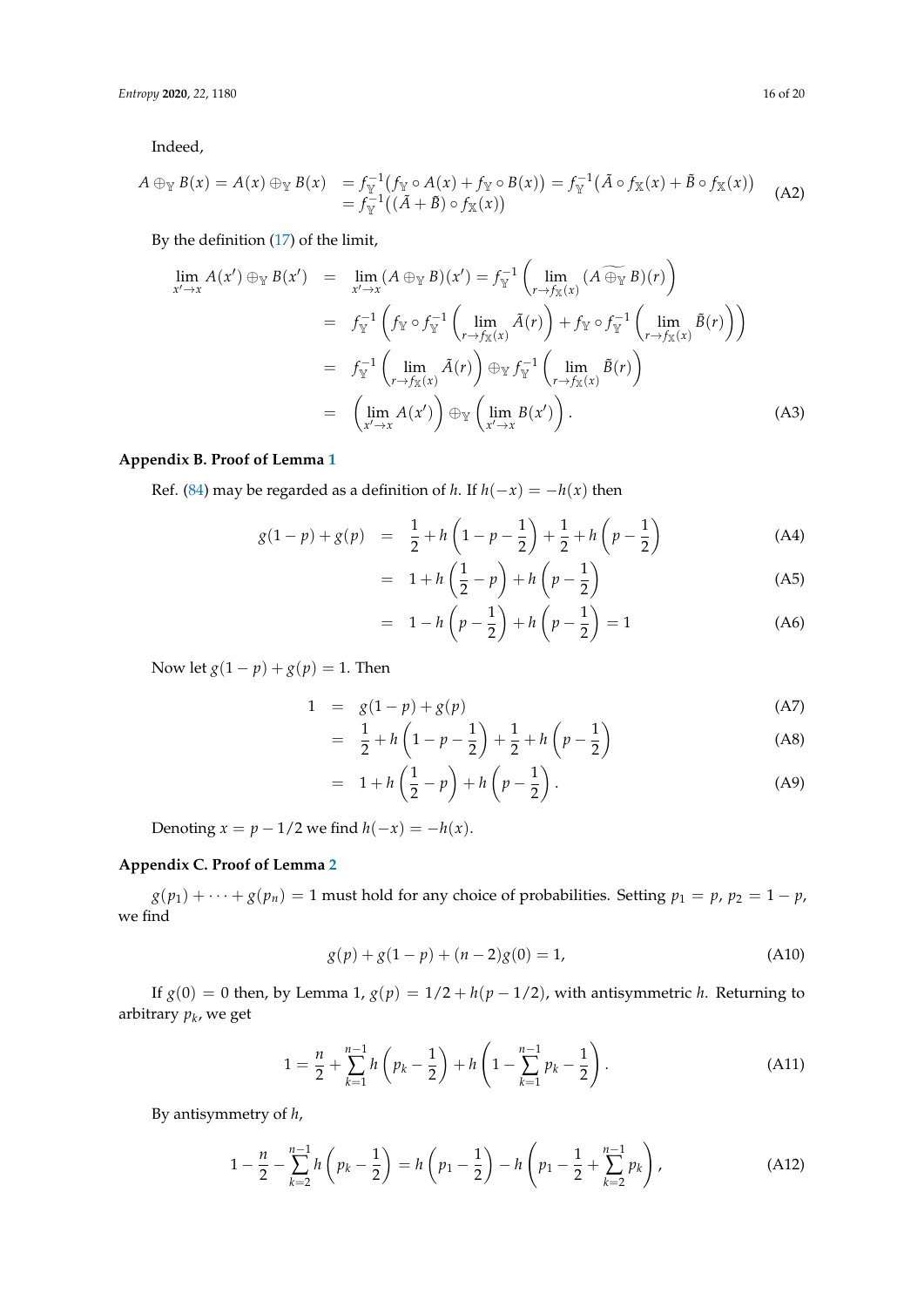Indeed,

$$
\begin{aligned}
A \oplus_{\mathbb{Y}} B(x) = A(x) \oplus_{\mathbb{Y}} B(x) &= f_{\mathbb{Y}}^{-1}\big(f_{\mathbb{Y}} \circ A(x) + f_{\mathbb{Y}} \circ B(x)\big) = f_{\mathbb{Y}}^{-1}\big(\tilde{A} \circ f_{\mathbb{X}}(x) + \tilde{B} \circ f_{\mathbb{X}}(x)\big) \\
&= f_{\mathbb{Y}}^{-1}\big((\tilde{A} + \tilde{B}) \circ f_{\mathbb{X}}(x)\big)
\end{aligned} \tag{A2}
$$

By the definition (17) of the limit,

$$
\begin{aligned}
\lim_{x' \to x} A(x') \oplus_{\mathbb{Y}} B(x') &= \lim_{x' \to x} (A \oplus_{\mathbb{Y}} B)(x') = f_{\mathbb{Y}}^{-1}\left(\lim_{r \to f_{\mathbb{X}}(x)} (\widetilde{A \oplus_{\mathbb{Y}} B})(r)\right) \\
&= f_{\mathbb{Y}}^{-1}\left(f_{\mathbb{Y}} \circ f_{\mathbb{Y}}^{-1}\left(\lim_{r \to f_{\mathbb{X}}(x)} \tilde{A}(r)\right) + f_{\mathbb{Y}} \circ f_{\mathbb{Y}}^{-1}\left(\lim_{r \to f_{\mathbb{X}}(x)} \tilde{B}(r)\right)\right) \\
&= f_{\mathbb{Y}}^{-1}\left(\lim_{r \to f_{\mathbb{X}}(x)} \tilde{A}(r)\right) \oplus_{\mathbb{Y}} f_{\mathbb{Y}}^{-1}\left(\lim_{r \to f_{\mathbb{X}}(x)} \tilde{B}(r)\right) \\
&= \left(\lim_{x' \to x} A(x')\right) \oplus_{\mathbb{Y}} \left(\lim_{x' \to x} B(x')\right).
\end{aligned} \tag{A3}
$$

## Appendix B. Proof of Lemma 1

Ref. (84) may be regarded as a definition of $h$. If $h(-x) = -h(x)$ then

$$
g(1-p) + g(p) = \frac{1}{2} + h\left(1 - p - \frac{1}{2}\right) + \frac{1}{2} + h\left(p - \frac{1}{2}\right) \tag{A4}
$$

$$
= 1 + h\left(\frac{1}{2} - p\right) + h\left(p - \frac{1}{2}\right) \tag{A5}
$$

$$
= 1 - h\left(p - \frac{1}{2}\right) + h\left(p - \frac{1}{2}\right) = 1 \tag{A6}
$$

Now let $g(1-p) + g(p) = 1$. Then

$$
1 = g(1-p) + g(p) \tag{A7}
$$

$$
= \frac{1}{2} + h\left(1 - p - \frac{1}{2}\right) + \frac{1}{2} + h\left(p - \frac{1}{2}\right) \tag{A8}
$$

$$
= 1 + h\left(\frac{1}{2} - p\right) + h\left(p - \frac{1}{2}\right). \tag{A9}
$$

Denoting $x = p - 1/2$ we find $h(-x) = -h(x)$.

## Appendix C. Proof of Lemma 2

$g(p_1) + \cdots + g(p_n) = 1$ must hold for any choice of probabilities. Setting $p_1 = p$, $p_2 = 1 - p$, we find

$$
g(p) + g(1-p) + (n-2)g(0) = 1, \tag{A10}
$$

If $g(0) = 0$ then, by Lemma 1, $g(p) = 1/2 + h(p - 1/2)$, with antisymmetric $h$. Returning to arbitrary $p_k$, we get

$$
1 = \frac{n}{2} + \sum_{k=1}^{n-1} h\left(p_k - \frac{1}{2}\right) + h\left(1 - \sum_{k=1}^{n-1} p_k - \frac{1}{2}\right). \tag{A11}
$$

By antisymmetry of $h$,

$$
1 - \frac{n}{2} - \sum_{k=2}^{n-1} h\left(p_k - \frac{1}{2}\right) = h\left(p_1 - \frac{1}{2}\right) - h\left(p_1 - \frac{1}{2} + \sum_{k=2}^{n-1} p_k\right), \tag{A12}
$$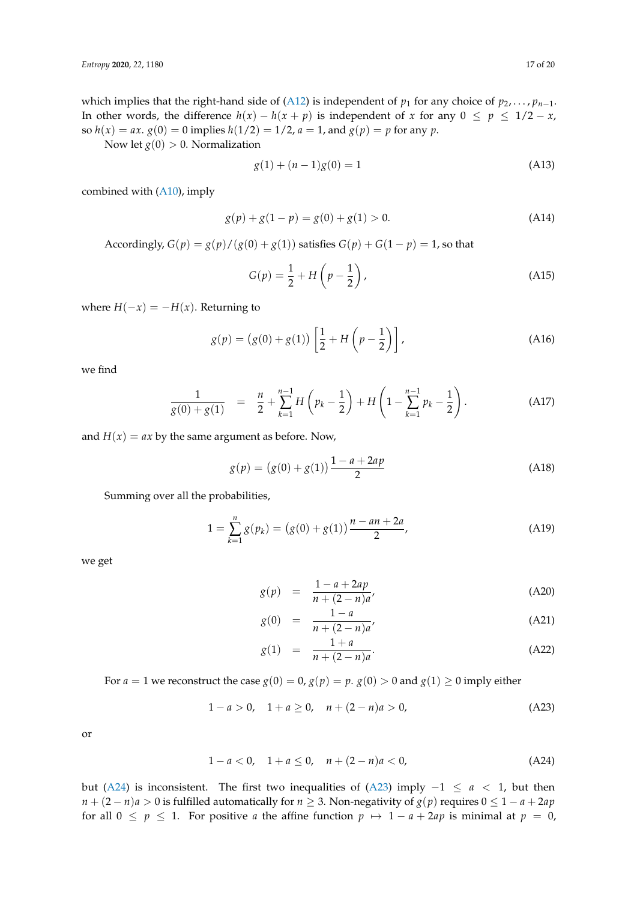which implies that the right-hand side of (A12) is independent of $p_1$ for any choice of $p_2, \ldots, p_{n-1}$. In other words, the difference $h(x) - h(x + p)$ is independent of $x$ for any $0 \le p \le 1/2 - x$, so $h(x) = ax$. $g(0) = 0$ implies $h(1/2) = 1/2$, $a = 1$, and $g(p) = p$ for any $p$.

Now let $g(0) > 0$. Normalization

$$g(1) + (n-1)g(0) = 1 \tag{A13}$$

combined with (A10), imply

$$g(p) + g(1-p) = g(0) + g(1) > 0. \tag{A14}$$

Accordingly, $G(p) = g(p)/(g(0) + g(1))$ satisfies $G(p) + G(1-p) = 1$, so that

$$G(p) = \frac{1}{2} + H\left(p - \frac{1}{2}\right), \tag{A15}$$

where $H(-x) = -H(x)$. Returning to

$$g(p) = \big(g(0) + g(1)\big)\left[\frac{1}{2} + H\left(p - \frac{1}{2}\right)\right], \tag{A16}$$

we find

$$\frac{1}{g(0)+g(1)} = \frac{n}{2} + \sum_{k=1}^{n-1} H\left(p_k - \frac{1}{2}\right) + H\left(1 - \sum_{k=1}^{n-1} p_k - \frac{1}{2}\right). \tag{A17}$$

and $H(x) = ax$ by the same argument as before. Now,

$$g(p) = \big(g(0) + g(1)\big)\frac{1 - a + 2ap}{2} \tag{A18}$$

Summing over all the probabilities,

$$1 = \sum_{k=1}^{n} g(p_k) = \big(g(0) + g(1)\big)\frac{n - an + 2a}{2}, \tag{A19}$$

we get

$$g(p) = \frac{1 - a + 2ap}{n + (2-n)a}, \tag{A20}$$

$$g(0) = \frac{1 - a}{n + (2-n)a}, \tag{A21}$$

$$g(1) = \frac{1 + a}{n + (2-n)a}. \tag{A22}$$

For $a = 1$ we reconstruct the case $g(0) = 0$, $g(p) = p$. $g(0) > 0$ and $g(1) \ge 0$ imply either

$$1 - a > 0, \quad 1 + a \ge 0, \quad n + (2-n)a > 0, \tag{A23}$$

or

$$1 - a < 0, \quad 1 + a \le 0, \quad n + (2-n)a < 0, \tag{A24}$$

but (A24) is inconsistent. The first two inequalities of (A23) imply $-1 \le a < 1$, but then $n + (2-n)a > 0$ is fulfilled automatically for $n \ge 3$. Non-negativity of $g(p)$ requires $0 \le 1 - a + 2ap$ for all $0 \le p \le 1$. For positive $a$ the affine function $p \mapsto 1 - a + 2ap$ is minimal at $p = 0$,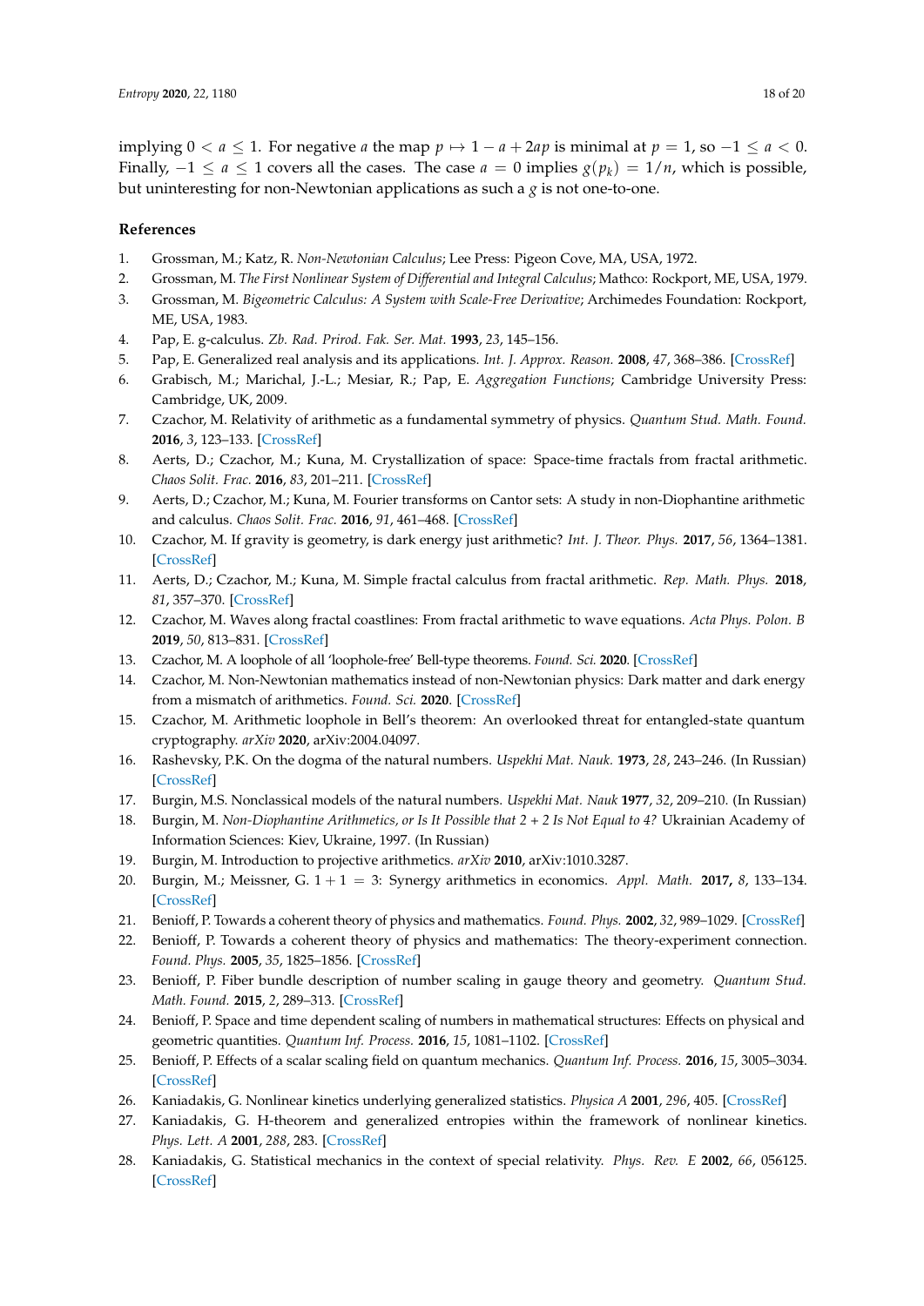implying $0 < a \leq 1$. For negative $a$ the map $p \mapsto 1 - a + 2ap$ is minimal at $p = 1$, so $-1 \leq a < 0$. Finally, $-1 \leq a \leq 1$ covers all the cases. The case $a = 0$ implies $g(p_k) = 1/n$, which is possible, but uninteresting for non-Newtonian applications as such a $g$ is not one-to-one.

## References

1. Grossman, M.; Katz, R. *Non-Newtonian Calculus*; Lee Press: Pigeon Cove, MA, USA, 1972.
2. Grossman, M. *The First Nonlinear System of Differential and Integral Calculus*; Mathco: Rockport, ME, USA, 1979.
3. Grossman, M. *Bigeometric Calculus: A System with Scale-Free Derivative*; Archimedes Foundation: Rockport, ME, USA, 1983.
4. Pap, E. g-calculus. *Zb. Rad. Prirod. Fak. Ser. Mat.* **1993**, *23*, 145–156.
5. Pap, E. Generalized real analysis and its applications. *Int. J. Approx. Reason.* **2008**, *47*, 368–386. [CrossRef]
6. Grabisch, M.; Marichal, J.-L.; Mesiar, R.; Pap, E. *Aggregation Functions*; Cambridge University Press: Cambridge, UK, 2009.
7. Czachor, M. Relativity of arithmetic as a fundamental symmetry of physics. *Quantum Stud. Math. Found.* **2016**, *3*, 123–133. [CrossRef]
8. Aerts, D.; Czachor, M.; Kuna, M. Crystallization of space: Space-time fractals from fractal arithmetic. *Chaos Solit. Frac.* **2016**, *83*, 201–211. [CrossRef]
9. Aerts, D.; Czachor, M.; Kuna, M. Fourier transforms on Cantor sets: A study in non-Diophantine arithmetic and calculus. *Chaos Solit. Frac.* **2016**, *91*, 461–468. [CrossRef]
10. Czachor, M. If gravity is geometry, is dark energy just arithmetic? *Int. J. Theor. Phys.* **2017**, *56*, 1364–1381. [CrossRef]
11. Aerts, D.; Czachor, M.; Kuna, M. Simple fractal calculus from fractal arithmetic. *Rep. Math. Phys.* **2018**, *81*, 357–370. [CrossRef]
12. Czachor, M. Waves along fractal coastlines: From fractal arithmetic to wave equations. *Acta Phys. Polon. B* **2019**, *50*, 813–831. [CrossRef]
13. Czachor, M. A loophole of all 'loophole-free' Bell-type theorems. *Found. Sci.* **2020**. [CrossRef]
14. Czachor, M. Non-Newtonian mathematics instead of non-Newtonian physics: Dark matter and dark energy from a mismatch of arithmetics. *Found. Sci.* **2020**. [CrossRef]
15. Czachor, M. Arithmetic loophole in Bell's theorem: An overlooked threat for entangled-state quantum cryptography. *arXiv* **2020**, arXiv:2004.04097.
16. Rashevsky, P.K. On the dogma of the natural numbers. *Uspekhi Mat. Nauk.* **1973**, *28*, 243–246. (In Russian) [CrossRef]
17. Burgin, M.S. Nonclassical models of the natural numbers. *Uspekhi Mat. Nauk* **1977**, *32*, 209–210. (In Russian)
18. Burgin, M. *Non-Diophantine Arithmetics, or Is It Possible that 2 + 2 Is Not Equal to 4?* Ukrainian Academy of Information Sciences: Kiev, Ukraine, 1997. (In Russian)
19. Burgin, M. Introduction to projective arithmetics. *arXiv* **2010**, arXiv:1010.3287.
20. Burgin, M.; Meissner, G. $1 + 1 = 3$: Synergy arithmetics in economics. *Appl. Math.* **2017**, *8*, 133–134. [CrossRef]
21. Benioff, P. Towards a coherent theory of physics and mathematics. *Found. Phys.* **2002**, *32*, 989–1029. [CrossRef]
22. Benioff, P. Towards a coherent theory of physics and mathematics: The theory-experiment connection. *Found. Phys.* **2005**, *35*, 1825–1856. [CrossRef]
23. Benioff, P. Fiber bundle description of number scaling in gauge theory and geometry. *Quantum Stud. Math. Found.* **2015**, *2*, 289–313. [CrossRef]
24. Benioff, P. Space and time dependent scaling of numbers in mathematical structures: Effects on physical and geometric quantities. *Quantum Inf. Process.* **2016**, *15*, 1081–1102. [CrossRef]
25. Benioff, P. Effects of a scalar scaling field on quantum mechanics. *Quantum Inf. Process.* **2016**, *15*, 3005–3034. [CrossRef]
26. Kaniadakis, G. Nonlinear kinetics underlying generalized statistics. *Physica A* **2001**, *296*, 405. [CrossRef]
27. Kaniadakis, G. H-theorem and generalized entropies within the framework of nonlinear kinetics. *Phys. Lett. A* **2001**, *288*, 283. [CrossRef]
28. Kaniadakis, G. Statistical mechanics in the context of special relativity. *Phys. Rev. E* **2002**, *66*, 056125. [CrossRef]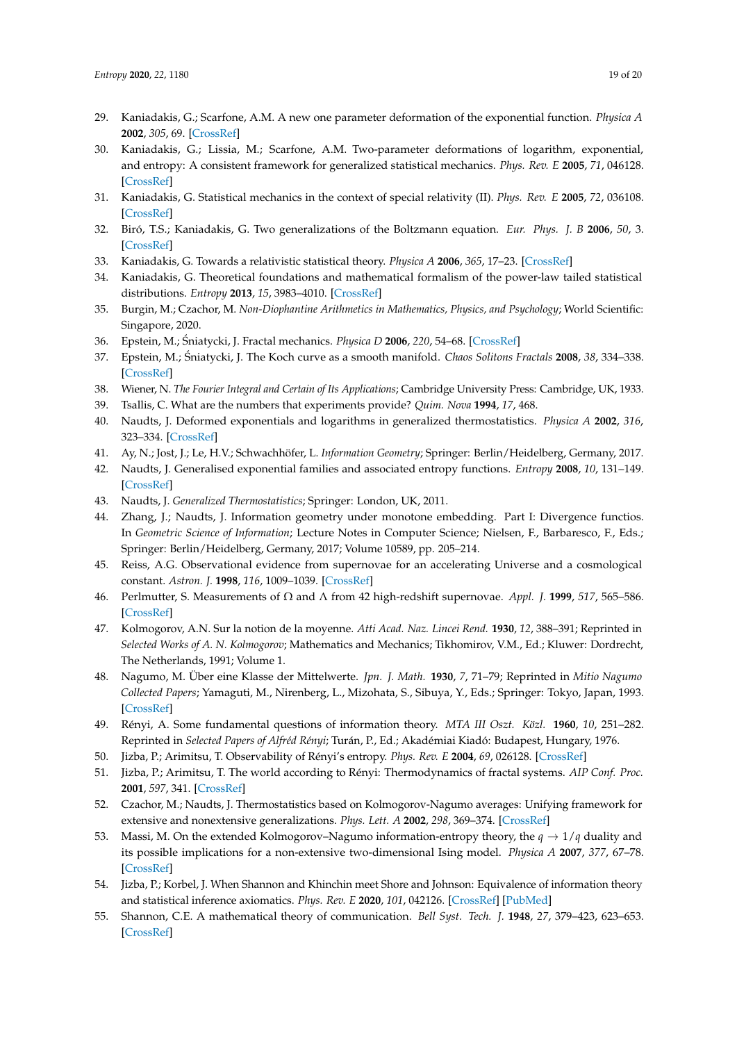29. Kaniadakis, G.; Scarfone, A.M. A new one parameter deformation of the exponential function. *Physica A* **2002**, *305*, 69. [CrossRef]
30. Kaniadakis, G.; Lissia, M.; Scarfone, A.M. Two-parameter deformations of logarithm, exponential, and entropy: A consistent framework for generalized statistical mechanics. *Phys. Rev. E* **2005**, *71*, 046128. [CrossRef]
31. Kaniadakis, G. Statistical mechanics in the context of special relativity (II). *Phys. Rev. E* **2005**, *72*, 036108. [CrossRef]
32. Biró, T.S.; Kaniadakis, G. Two generalizations of the Boltzmann equation. *Eur. Phys. J. B* **2006**, *50*, 3. [CrossRef]
33. Kaniadakis, G. Towards a relativistic statistical theory. *Physica A* **2006**, *365*, 17–23. [CrossRef]
34. Kaniadakis, G. Theoretical foundations and mathematical formalism of the power-law tailed statistical distributions. *Entropy* **2013**, *15*, 3983–4010. [CrossRef]
35. Burgin, M.; Czachor, M. *Non-Diophantine Arithmetics in Mathematics, Physics, and Psychology*; World Scientific: Singapore, 2020.
36. Epstein, M.; Śniatycki, J. Fractal mechanics. *Physica D* **2006**, *220*, 54–68. [CrossRef]
37. Epstein, M.; Śniatycki, J. The Koch curve as a smooth manifold. *Chaos Solitons Fractals* **2008**, *38*, 334–338. [CrossRef]
38. Wiener, N. *The Fourier Integral and Certain of Its Applications*; Cambridge University Press: Cambridge, UK, 1933.
39. Tsallis, C. What are the numbers that experiments provide? *Quim. Nova* **1994**, *17*, 468.
40. Naudts, J. Deformed exponentials and logarithms in generalized thermostatistics. *Physica A* **2002**, *316*, 323–334. [CrossRef]
41. Ay, N.; Jost, J.; Le, H.V.; Schwachhöfer, L. *Information Geometry*; Springer: Berlin/Heidelberg, Germany, 2017.
42. Naudts, J. Generalised exponential families and associated entropy functions. *Entropy* **2008**, *10*, 131–149. [CrossRef]
43. Naudts, J. *Generalized Thermostatistics*; Springer: London, UK, 2011.
44. Zhang, J.; Naudts, J. Information geometry under monotone embedding. Part I: Divergence functios. In *Geometric Science of Information*; Lecture Notes in Computer Science; Nielsen, F., Barbaresco, F., Eds.; Springer: Berlin/Heidelberg, Germany, 2017; Volume 10589, pp. 205–214.
45. Reiss, A.G. Observational evidence from supernovae for an accelerating Universe and a cosmological constant. *Astron. J.* **1998**, *116*, 1009–1039. [CrossRef]
46. Perlmutter, S. Measurements of $\Omega$ and $\Lambda$ from 42 high-redshift supernovae. *Appl. J.* **1999**, *517*, 565–586. [CrossRef]
47. Kolmogorov, A.N. Sur la notion de la moyenne. *Atti Acad. Naz. Lincei Rend.* **1930**, *12*, 388–391; Reprinted in *Selected Works of A. N. Kolmogorov*; Mathematics and Mechanics; Tikhomirov, V.M., Ed.; Kluwer: Dordrecht, The Netherlands, 1991; Volume 1.
48. Nagumo, M. Über eine Klasse der Mittelwerte. *Jpn. J. Math.* **1930**, *7*, 71–79; Reprinted in *Mitio Nagumo Collected Papers*; Yamaguti, M., Nirenberg, L., Mizohata, S., Sibuya, Y., Eds.; Springer: Tokyo, Japan, 1993. [CrossRef]
49. Rényi, A. Some fundamental questions of information theory. *MTA III Oszt. Közl.* **1960**, *10*, 251–282. Reprinted in *Selected Papers of Alfréd Rényi*; Turán, P., Ed.; Akadémiai Kiadó: Budapest, Hungary, 1976.
50. Jizba, P.; Arimitsu, T. Observability of Rényi's entropy. *Phys. Rev. E* **2004**, *69*, 026128. [CrossRef]
51. Jizba, P.; Arimitsu, T. The world according to Rényi: Thermodynamics of fractal systems. *AIP Conf. Proc.* **2001**, *597*, 341. [CrossRef]
52. Czachor, M.; Naudts, J. Thermostatistics based on Kolmogorov-Nagumo averages: Unifying framework for extensive and nonextensive generalizations. *Phys. Lett. A* **2002**, *298*, 369–374. [CrossRef]
53. Massi, M. On the extended Kolmogorov–Nagumo information-entropy theory, the $q \to 1/q$ duality and its possible implications for a non-extensive two-dimensional Ising model. *Physica A* **2007**, *377*, 67–78. [CrossRef]
54. Jizba, P.; Korbel, J. When Shannon and Khinchin meet Shore and Johnson: Equivalence of information theory and statistical inference axiomatics. *Phys. Rev. E* **2020**, *101*, 042126. [CrossRef] [PubMed]
55. Shannon, C.E. A mathematical theory of communication. *Bell Syst. Tech. J.* **1948**, *27*, 379–423, 623–653. [CrossRef]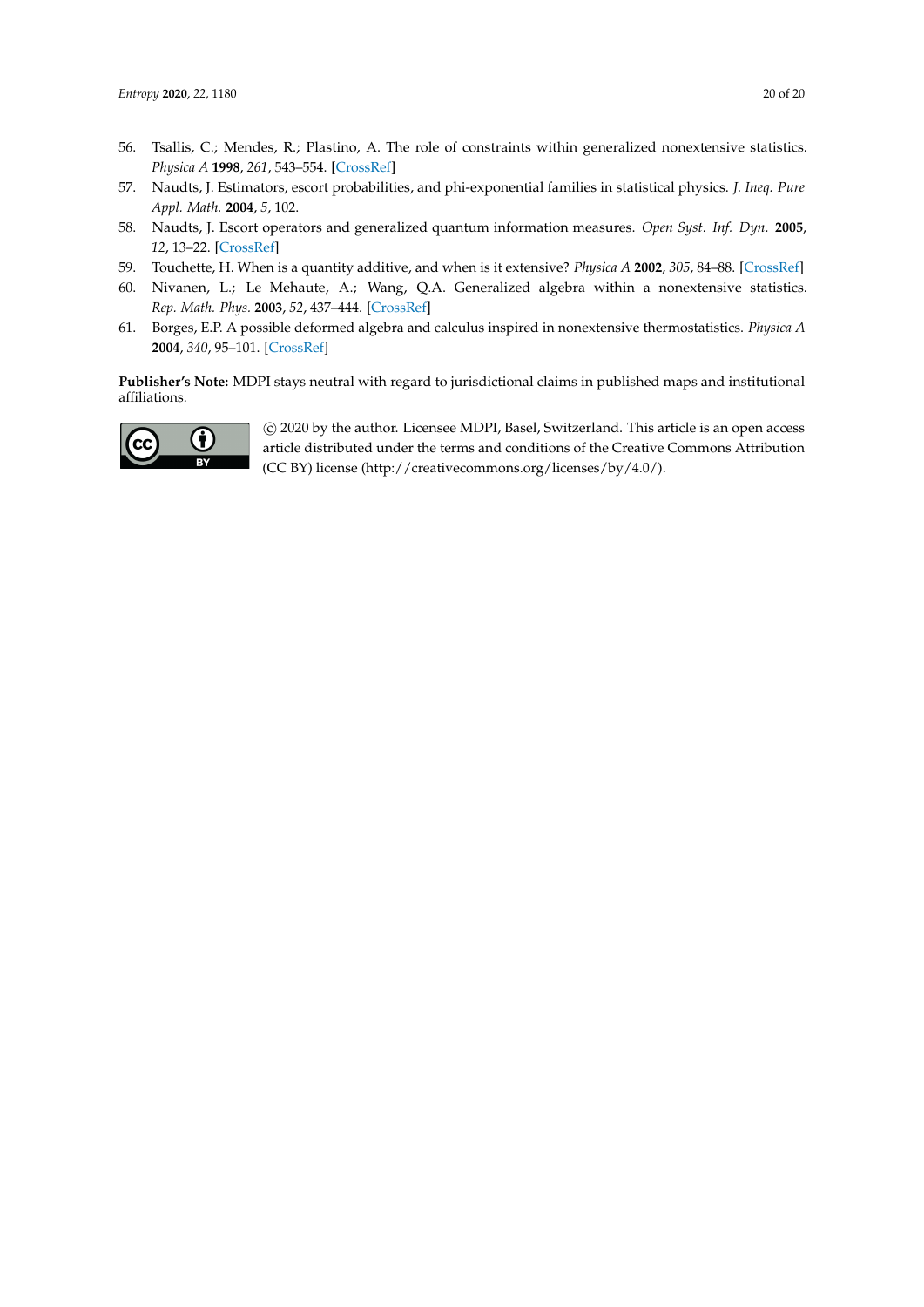56. Tsallis, C.; Mendes, R.; Plastino, A. The role of constraints within generalized nonextensive statistics. *Physica A* **1998**, *261*, 543–554. [CrossRef]
57. Naudts, J. Estimators, escort probabilities, and phi-exponential families in statistical physics. *J. Ineq. Pure Appl. Math.* **2004**, *5*, 102.
58. Naudts, J. Escort operators and generalized quantum information measures. *Open Syst. Inf. Dyn.* **2005**, *12*, 13–22. [CrossRef]
59. Touchette, H. When is a quantity additive, and when is it extensive? *Physica A* **2002**, *305*, 84–88. [CrossRef]
60. Nivanen, L.; Le Mehaute, A.; Wang, Q.A. Generalized algebra within a nonextensive statistics. *Rep. Math. Phys.* **2003**, *52*, 437–444. [CrossRef]
61. Borges, E.P. A possible deformed algebra and calculus inspired in nonextensive thermostatistics. *Physica A* **2004**, *340*, 95–101. [CrossRef]

**Publisher's Note:** MDPI stays neutral with regard to jurisdictional claims in published maps and institutional affiliations.

© 2020 by the author. Licensee MDPI, Basel, Switzerland. This article is an open access article distributed under the terms and conditions of the Creative Commons Attribution (CC BY) license (http://creativecommons.org/licenses/by/4.0/).